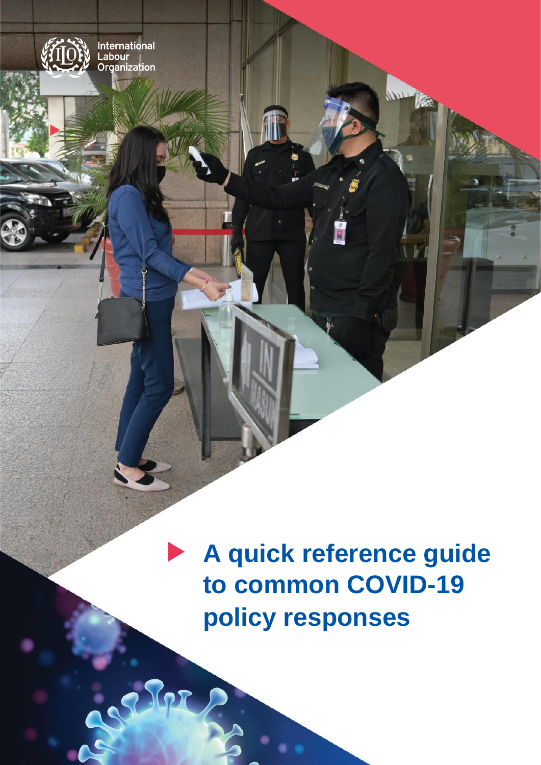International Labour Organization

# A quick reference guide to common COVID-19 policy responses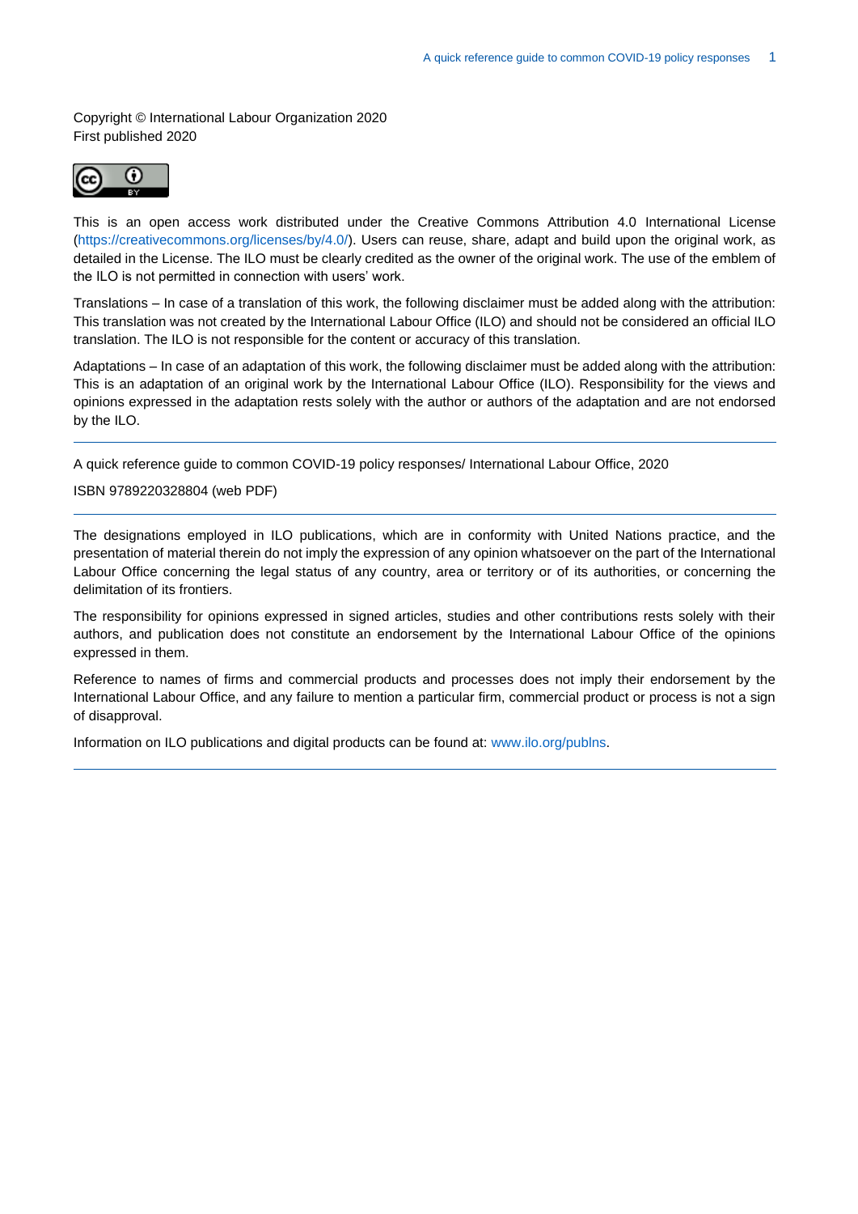Copyright © International Labour Organization 2020
First published 2020

This is an open access work distributed under the Creative Commons Attribution 4.0 International License (https://creativecommons.org/licenses/by/4.0/). Users can reuse, share, adapt and build upon the original work, as detailed in the License. The ILO must be clearly credited as the owner of the original work. The use of the emblem of the ILO is not permitted in connection with users' work.

Translations – In case of a translation of this work, the following disclaimer must be added along with the attribution: This translation was not created by the International Labour Office (ILO) and should not be considered an official ILO translation. The ILO is not responsible for the content or accuracy of this translation.

Adaptations – In case of an adaptation of this work, the following disclaimer must be added along with the attribution: This is an adaptation of an original work by the International Labour Office (ILO). Responsibility for the views and opinions expressed in the adaptation rests solely with the author or authors of the adaptation and are not endorsed by the ILO.

---

A quick reference guide to common COVID-19 policy responses/ International Labour Office, 2020

ISBN 9789220328804 (web PDF)

---

The designations employed in ILO publications, which are in conformity with United Nations practice, and the presentation of material therein do not imply the expression of any opinion whatsoever on the part of the International Labour Office concerning the legal status of any country, area or territory or of its authorities, or concerning the delimitation of its frontiers.

The responsibility for opinions expressed in signed articles, studies and other contributions rests solely with their authors, and publication does not constitute an endorsement by the International Labour Office of the opinions expressed in them.

Reference to names of firms and commercial products and processes does not imply their endorsement by the International Labour Office, and any failure to mention a particular firm, commercial product or process is not a sign of disapproval.

Information on ILO publications and digital products can be found at: www.ilo.org/publns.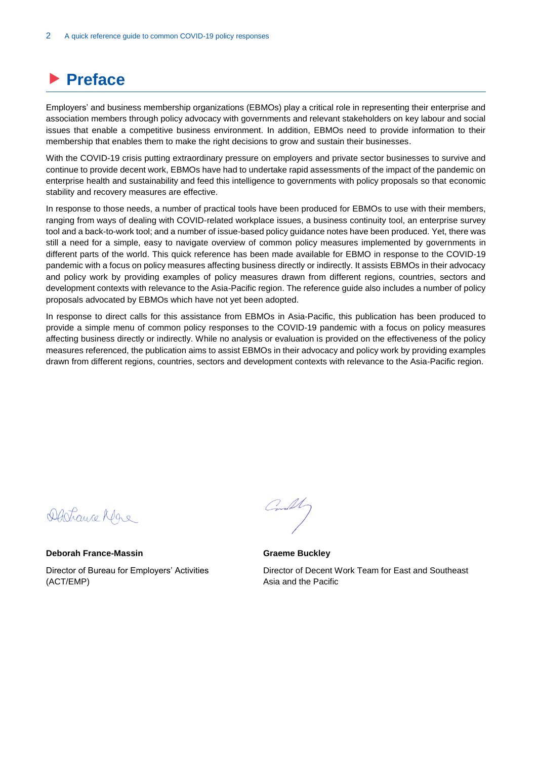# Preface

Employers' and business membership organizations (EBMOs) play a critical role in representing their enterprise and association members through policy advocacy with governments and relevant stakeholders on key labour and social issues that enable a competitive business environment. In addition, EBMOs need to provide information to their membership that enables them to make the right decisions to grow and sustain their businesses.

With the COVID-19 crisis putting extraordinary pressure on employers and private sector businesses to survive and continue to provide decent work, EBMOs have had to undertake rapid assessments of the impact of the pandemic on enterprise health and sustainability and feed this intelligence to governments with policy proposals so that economic stability and recovery measures are effective.

In response to those needs, a number of practical tools have been produced for EBMOs to use with their members, ranging from ways of dealing with COVID-related workplace issues, a business continuity tool, an enterprise survey tool and a back-to-work tool; and a number of issue-based policy guidance notes have been produced. Yet, there was still a need for a simple, easy to navigate overview of common policy measures implemented by governments in different parts of the world. This quick reference has been made available for EBMO in response to the COVID-19 pandemic with a focus on policy measures affecting business directly or indirectly. It assists EBMOs in their advocacy and policy work by providing examples of policy measures drawn from different regions, countries, sectors and development contexts with relevance to the Asia-Pacific region. The reference guide also includes a number of policy proposals advocated by EBMOs which have not yet been adopted.

In response to direct calls for this assistance from EBMOs in Asia-Pacific, this publication has been produced to provide a simple menu of common policy responses to the COVID-19 pandemic with a focus on policy measures affecting business directly or indirectly. While no analysis or evaluation is provided on the effectiveness of the policy measures referenced, the publication aims to assist EBMOs in their advocacy and policy work by providing examples drawn from different regions, countries, sectors and development contexts with relevance to the Asia-Pacific region.

**Deborah France-Massin**

Director of Bureau for Employers' Activities (ACT/EMP)

**Graeme Buckley**

Director of Decent Work Team for East and Southeast Asia and the Pacific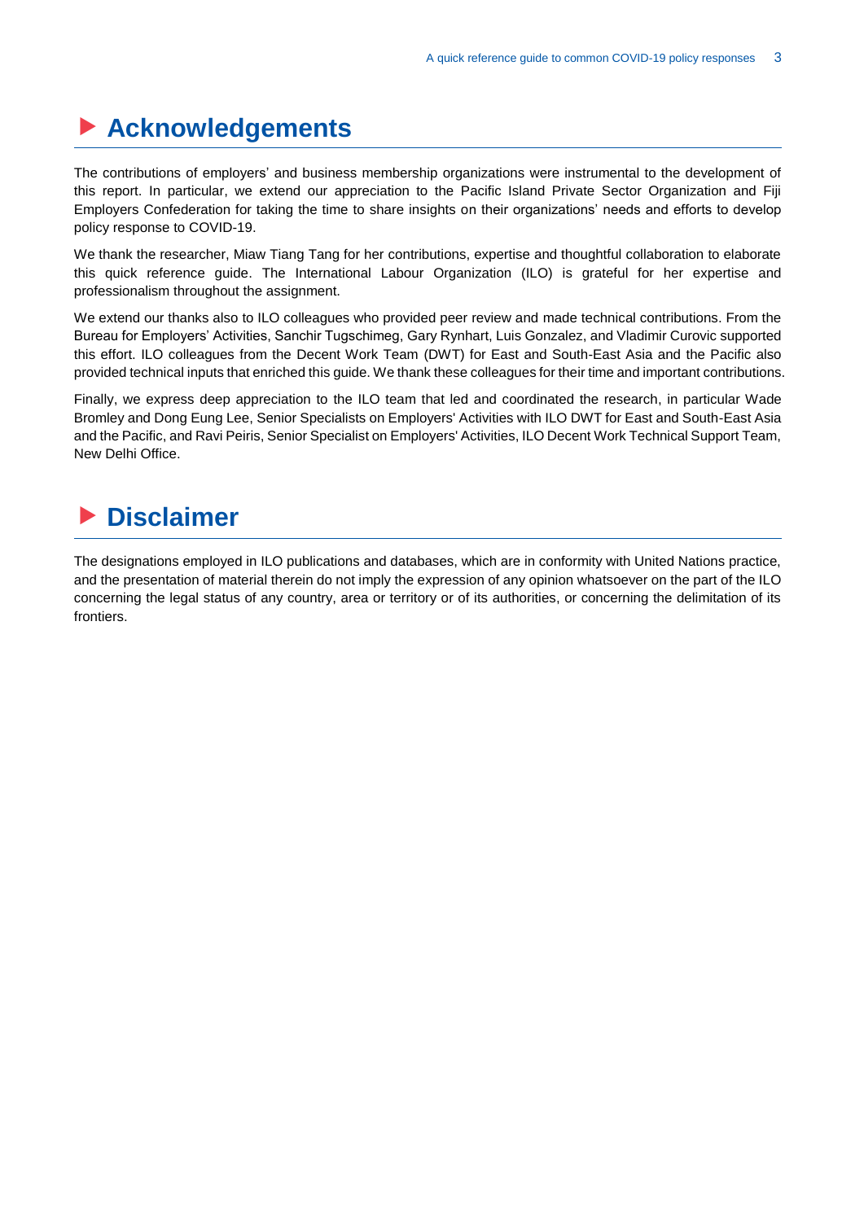## Acknowledgements

The contributions of employers' and business membership organizations were instrumental to the development of this report. In particular, we extend our appreciation to the Pacific Island Private Sector Organization and Fiji Employers Confederation for taking the time to share insights on their organizations' needs and efforts to develop policy response to COVID-19.

We thank the researcher, Miaw Tiang Tang for her contributions, expertise and thoughtful collaboration to elaborate this quick reference guide. The International Labour Organization (ILO) is grateful for her expertise and professionalism throughout the assignment.

We extend our thanks also to ILO colleagues who provided peer review and made technical contributions. From the Bureau for Employers' Activities, Sanchir Tugschimeg, Gary Rynhart, Luis Gonzalez, and Vladimir Curovic supported this effort. ILO colleagues from the Decent Work Team (DWT) for East and South-East Asia and the Pacific also provided technical inputs that enriched this guide. We thank these colleagues for their time and important contributions.

Finally, we express deep appreciation to the ILO team that led and coordinated the research, in particular Wade Bromley and Dong Eung Lee, Senior Specialists on Employers' Activities with ILO DWT for East and South-East Asia and the Pacific, and Ravi Peiris, Senior Specialist on Employers' Activities, ILO Decent Work Technical Support Team, New Delhi Office.

## Disclaimer

The designations employed in ILO publications and databases, which are in conformity with United Nations practice, and the presentation of material therein do not imply the expression of any opinion whatsoever on the part of the ILO concerning the legal status of any country, area or territory or of its authorities, or concerning the delimitation of its frontiers.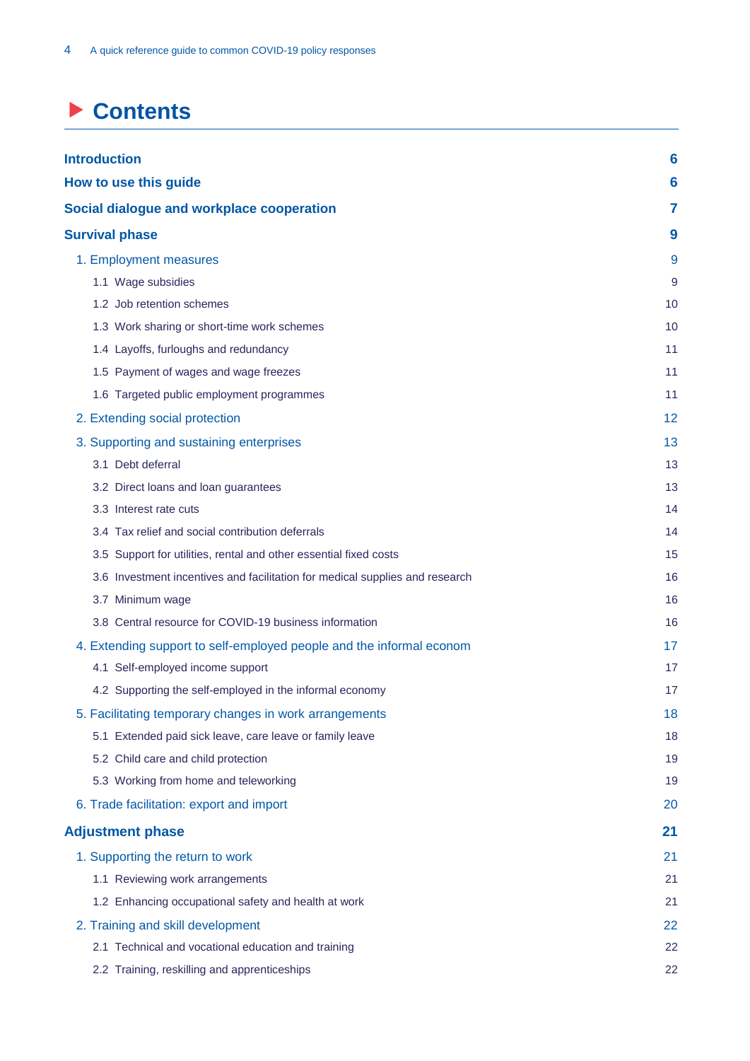# Contents

| | |
|---|---|
| **Introduction** | **6** |
| **How to use this guide** | **6** |
| **Social dialogue and workplace cooperation** | **7** |
| **Survival phase** | **9** |
| 1. Employment measures | 9 |
| 1.1 Wage subsidies | 9 |
| 1.2 Job retention schemes | 10 |
| 1.3 Work sharing or short-time work schemes | 10 |
| 1.4 Layoffs, furloughs and redundancy | 11 |
| 1.5 Payment of wages and wage freezes | 11 |
| 1.6 Targeted public employment programmes | 11 |
| 2. Extending social protection | 12 |
| 3. Supporting and sustaining enterprises | 13 |
| 3.1 Debt deferral | 13 |
| 3.2 Direct loans and loan guarantees | 13 |
| 3.3 Interest rate cuts | 14 |
| 3.4 Tax relief and social contribution deferrals | 14 |
| 3.5 Support for utilities, rental and other essential fixed costs | 15 |
| 3.6 Investment incentives and facilitation for medical supplies and research | 16 |
| 3.7 Minimum wage | 16 |
| 3.8 Central resource for COVID-19 business information | 16 |
| 4. Extending support to self-employed people and the informal econom | 17 |
| 4.1 Self-employed income support | 17 |
| 4.2 Supporting the self-employed in the informal economy | 17 |
| 5. Facilitating temporary changes in work arrangements | 18 |
| 5.1 Extended paid sick leave, care leave or family leave | 18 |
| 5.2 Child care and child protection | 19 |
| 5.3 Working from home and teleworking | 19 |
| 6. Trade facilitation: export and import | 20 |
| **Adjustment phase** | **21** |
| 1. Supporting the return to work | 21 |
| 1.1 Reviewing work arrangements | 21 |
| 1.2 Enhancing occupational safety and health at work | 21 |
| 2. Training and skill development | 22 |
| 2.1 Technical and vocational education and training | 22 |
| 2.2 Training, reskilling and apprenticeships | 22 |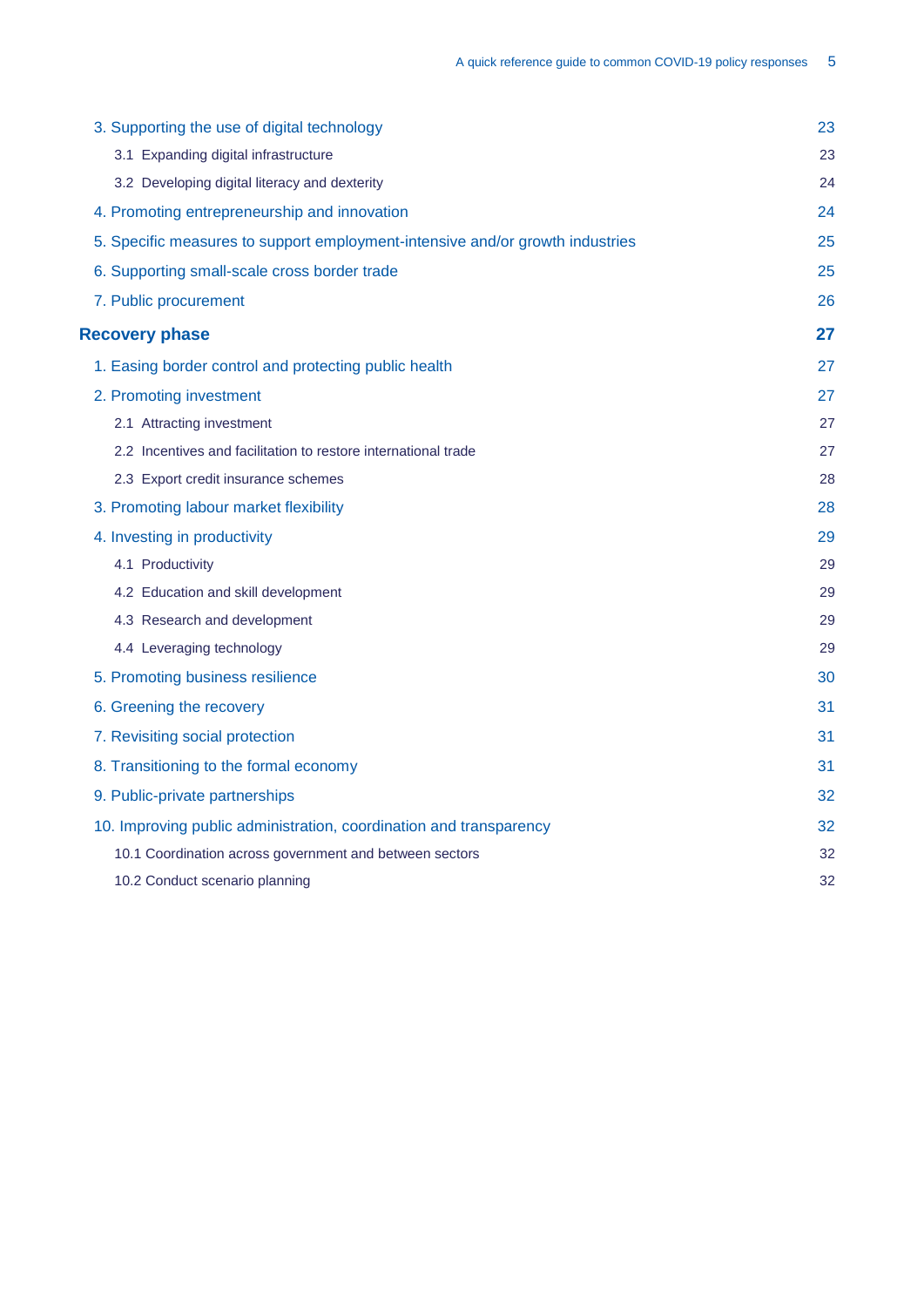3. Supporting the use of digital technology 23

3.1 Expanding digital infrastructure 23

3.2 Developing digital literacy and dexterity 24

4. Promoting entrepreneurship and innovation 24

5. Specific measures to support employment-intensive and/or growth industries 25

6. Supporting small-scale cross border trade 25

7. Public procurement 26

**Recovery phase 27**

1. Easing border control and protecting public health 27

2. Promoting investment 27

2.1 Attracting investment 27

2.2 Incentives and facilitation to restore international trade 27

2.3 Export credit insurance schemes 28

3. Promoting labour market flexibility 28

4. Investing in productivity 29

4.1 Productivity 29

4.2 Education and skill development 29

4.3 Research and development 29

4.4 Leveraging technology 29

5. Promoting business resilience 30

6. Greening the recovery 31

7. Revisiting social protection 31

8. Transitioning to the formal economy 31

9. Public-private partnerships 32

10. Improving public administration, coordination and transparency 32

10.1 Coordination across government and between sectors 32

10.2 Conduct scenario planning 32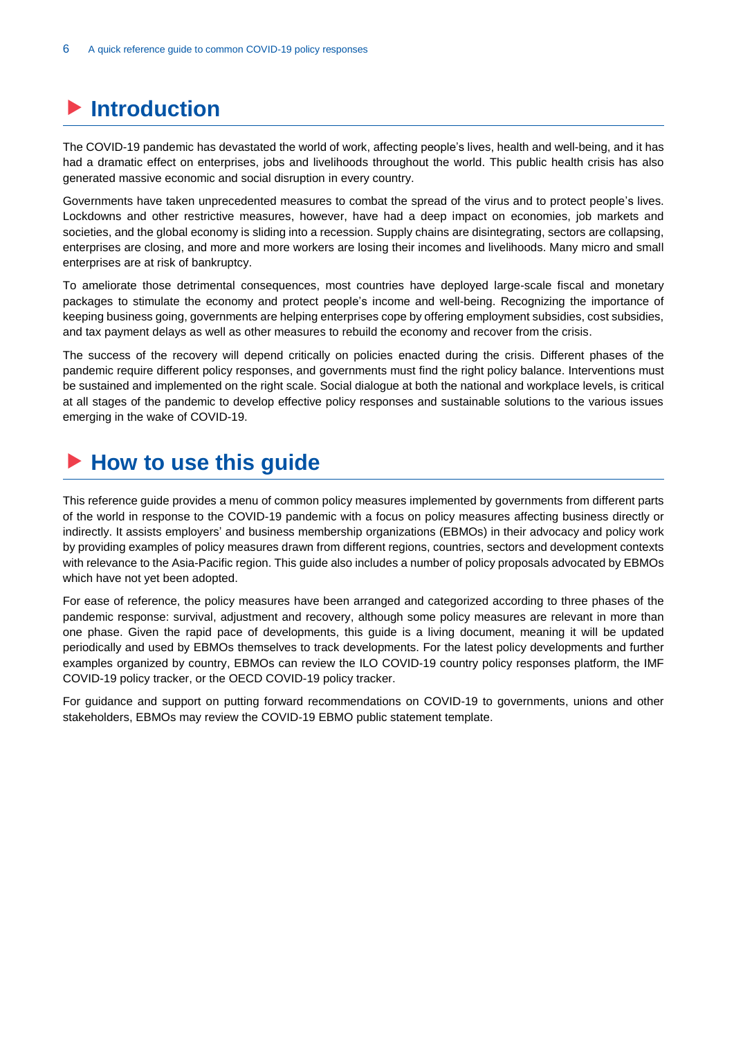# Introduction

The COVID-19 pandemic has devastated the world of work, affecting people's lives, health and well-being, and it has had a dramatic effect on enterprises, jobs and livelihoods throughout the world. This public health crisis has also generated massive economic and social disruption in every country.

Governments have taken unprecedented measures to combat the spread of the virus and to protect people's lives. Lockdowns and other restrictive measures, however, have had a deep impact on economies, job markets and societies, and the global economy is sliding into a recession. Supply chains are disintegrating, sectors are collapsing, enterprises are closing, and more and more workers are losing their incomes and livelihoods. Many micro and small enterprises are at risk of bankruptcy.

To ameliorate those detrimental consequences, most countries have deployed large-scale fiscal and monetary packages to stimulate the economy and protect people's income and well-being. Recognizing the importance of keeping business going, governments are helping enterprises cope by offering employment subsidies, cost subsidies, and tax payment delays as well as other measures to rebuild the economy and recover from the crisis.

The success of the recovery will depend critically on policies enacted during the crisis. Different phases of the pandemic require different policy responses, and governments must find the right policy balance. Interventions must be sustained and implemented on the right scale. Social dialogue at both the national and workplace levels, is critical at all stages of the pandemic to develop effective policy responses and sustainable solutions to the various issues emerging in the wake of COVID-19.

# How to use this guide

This reference guide provides a menu of common policy measures implemented by governments from different parts of the world in response to the COVID-19 pandemic with a focus on policy measures affecting business directly or indirectly. It assists employers' and business membership organizations (EBMOs) in their advocacy and policy work by providing examples of policy measures drawn from different regions, countries, sectors and development contexts with relevance to the Asia-Pacific region. This guide also includes a number of policy proposals advocated by EBMOs which have not yet been adopted.

For ease of reference, the policy measures have been arranged and categorized according to three phases of the pandemic response: survival, adjustment and recovery, although some policy measures are relevant in more than one phase. Given the rapid pace of developments, this guide is a living document, meaning it will be updated periodically and used by EBMOs themselves to track developments. For the latest policy developments and further examples organized by country, EBMOs can review the ILO COVID-19 country policy responses platform, the IMF COVID-19 policy tracker, or the OECD COVID-19 policy tracker.

For guidance and support on putting forward recommendations on COVID-19 to governments, unions and other stakeholders, EBMOs may review the COVID-19 EBMO public statement template.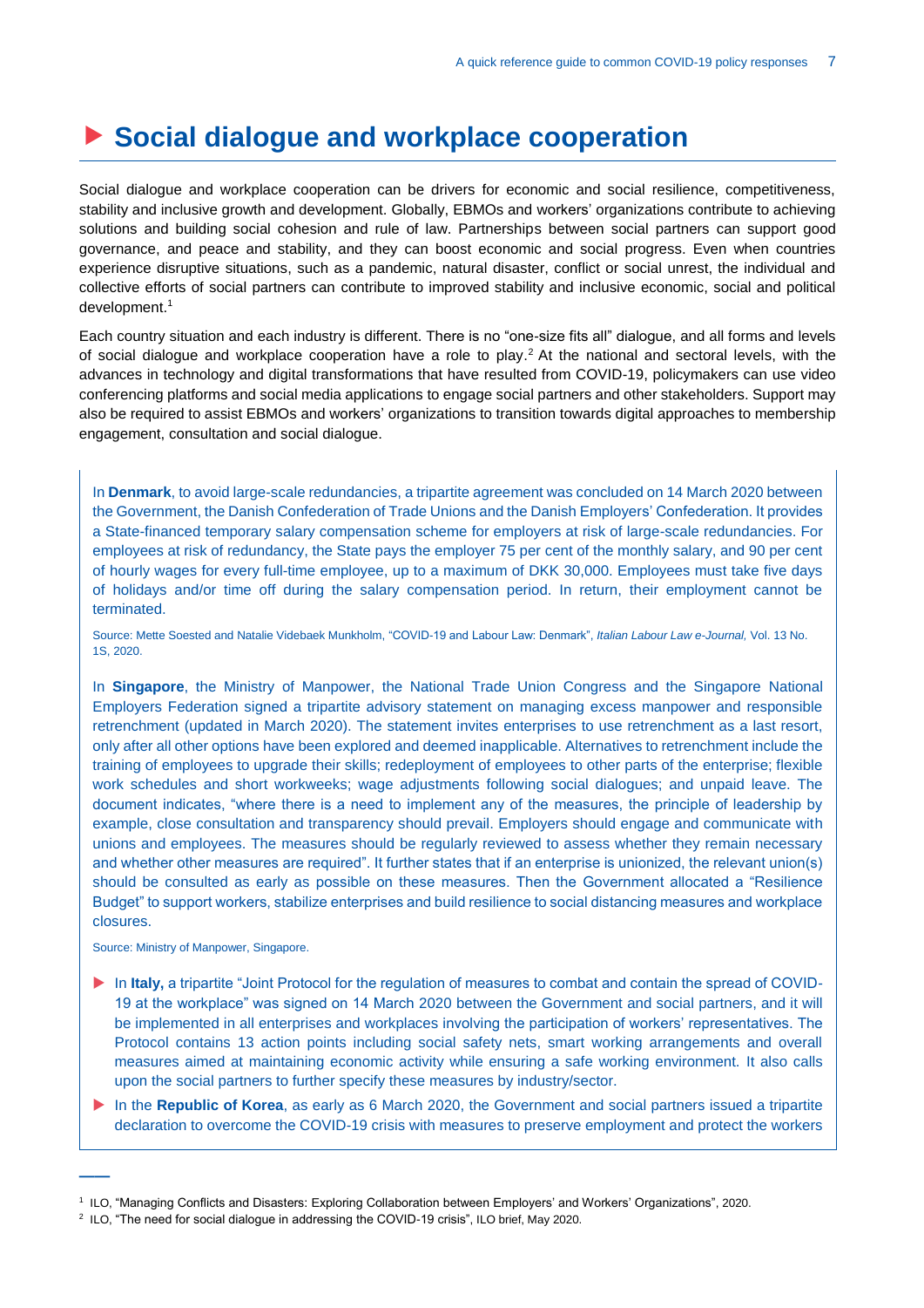# ▶ Social dialogue and workplace cooperation

Social dialogue and workplace cooperation can be drivers for economic and social resilience, competitiveness, stability and inclusive growth and development. Globally, EBMOs and workers' organizations contribute to achieving solutions and building social cohesion and rule of law. Partnerships between social partners can support good governance, and peace and stability, and they can boost economic and social progress. Even when countries experience disruptive situations, such as a pandemic, natural disaster, conflict or social unrest, the individual and collective efforts of social partners can contribute to improved stability and inclusive economic, social and political development.[1]

Each country situation and each industry is different. There is no "one-size fits all" dialogue, and all forms and levels of social dialogue and workplace cooperation have a role to play.[2] At the national and sectoral levels, with the advances in technology and digital transformations that have resulted from COVID-19, policymakers can use video conferencing platforms and social media applications to engage social partners and other stakeholders. Support may also be required to assist EBMOs and workers' organizations to transition towards digital approaches to membership engagement, consultation and social dialogue.

In **Denmark**, to avoid large-scale redundancies, a tripartite agreement was concluded on 14 March 2020 between the Government, the Danish Confederation of Trade Unions and the Danish Employers' Confederation. It provides a State-financed temporary salary compensation scheme for employers at risk of large-scale redundancies. For employees at risk of redundancy, the State pays the employer 75 per cent of the monthly salary, and 90 per cent of hourly wages for every full-time employee, up to a maximum of DKK 30,000. Employees must take five days of holidays and/or time off during the salary compensation period. In return, their employment cannot be terminated.

Source: Mette Soested and Natalie Videbaek Munkholm, "COVID-19 and Labour Law: Denmark", *Italian Labour Law e-Journal,* Vol. 13 No. 1S, 2020.

In **Singapore**, the Ministry of Manpower, the National Trade Union Congress and the Singapore National Employers Federation signed a tripartite advisory statement on managing excess manpower and responsible retrenchment (updated in March 2020). The statement invites enterprises to use retrenchment as a last resort, only after all other options have been explored and deemed inapplicable. Alternatives to retrenchment include the training of employees to upgrade their skills; redeployment of employees to other parts of the enterprise; flexible work schedules and short workweeks; wage adjustments following social dialogues; and unpaid leave. The document indicates, "where there is a need to implement any of the measures, the principle of leadership by example, close consultation and transparency should prevail. Employers should engage and communicate with unions and employees. The measures should be regularly reviewed to assess whether they remain necessary and whether other measures are required". It further states that if an enterprise is unionized, the relevant union(s) should be consulted as early as possible on these measures. Then the Government allocated a "Resilience Budget" to support workers, stabilize enterprises and build resilience to social distancing measures and workplace closures.

Source: Ministry of Manpower, Singapore.

- In **Italy,** a tripartite "Joint Protocol for the regulation of measures to combat and contain the spread of COVID-19 at the workplace" was signed on 14 March 2020 between the Government and social partners, and it will be implemented in all enterprises and workplaces involving the participation of workers' representatives. The Protocol contains 13 action points including social safety nets, smart working arrangements and overall measures aimed at maintaining economic activity while ensuring a safe working environment. It also calls upon the social partners to further specify these measures by industry/sector.
- In the **Republic of Korea**, as early as 6 March 2020, the Government and social partners issued a tripartite declaration to overcome the COVID-19 crisis with measures to preserve employment and protect the workers

[1] ILO, "Managing Conflicts and Disasters: Exploring Collaboration between Employers' and Workers' Organizations", 2020.

[2] ILO, "The need for social dialogue in addressing the COVID-19 crisis", ILO brief, May 2020.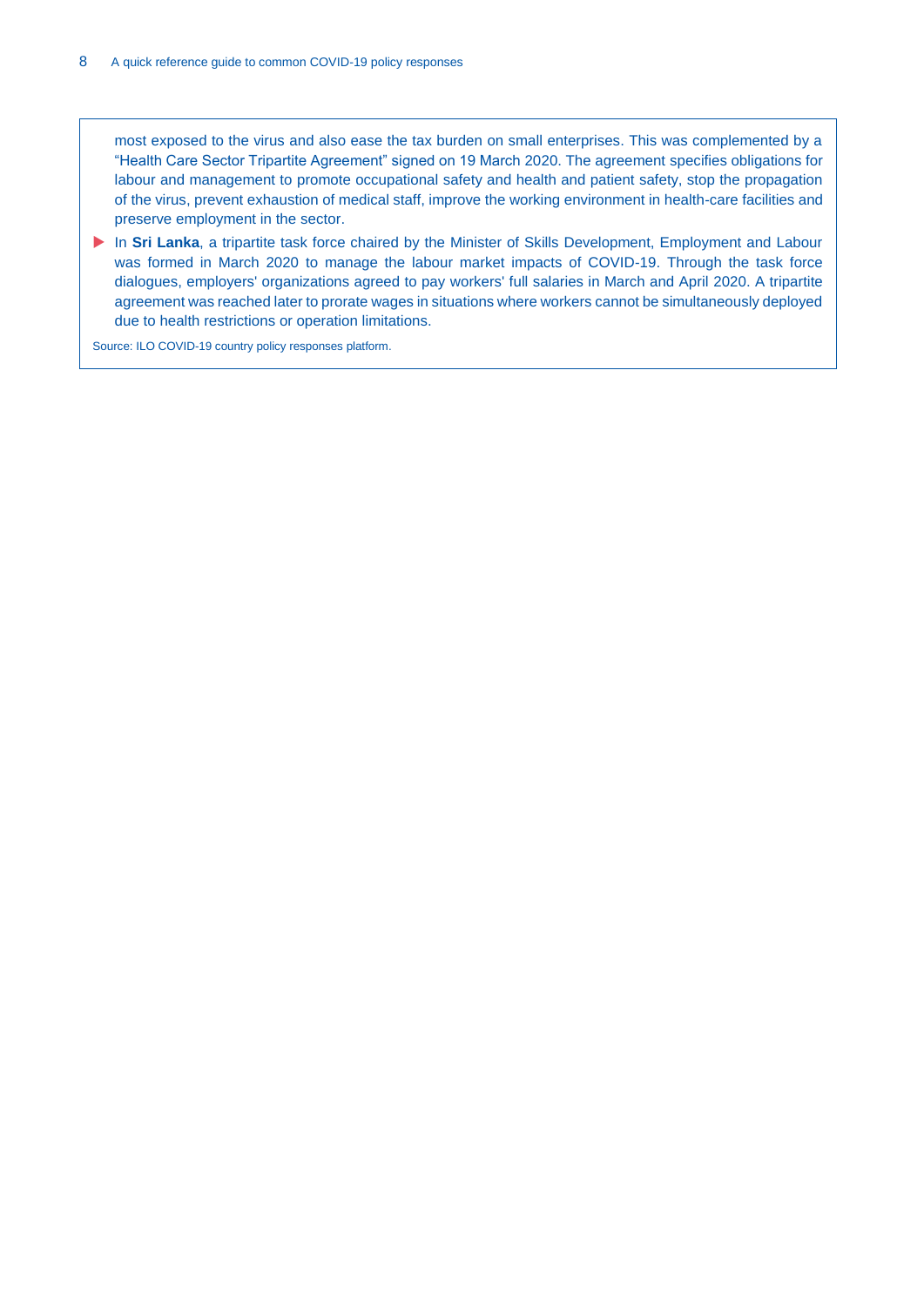most exposed to the virus and also ease the tax burden on small enterprises. This was complemented by a "Health Care Sector Tripartite Agreement" signed on 19 March 2020. The agreement specifies obligations for labour and management to promote occupational safety and health and patient safety, stop the propagation of the virus, prevent exhaustion of medical staff, improve the working environment in health-care facilities and preserve employment in the sector.

- In **Sri Lanka**, a tripartite task force chaired by the Minister of Skills Development, Employment and Labour was formed in March 2020 to manage the labour market impacts of COVID-19. Through the task force dialogues, employers' organizations agreed to pay workers' full salaries in March and April 2020. A tripartite agreement was reached later to prorate wages in situations where workers cannot be simultaneously deployed due to health restrictions or operation limitations.

Source: ILO COVID-19 country policy responses platform.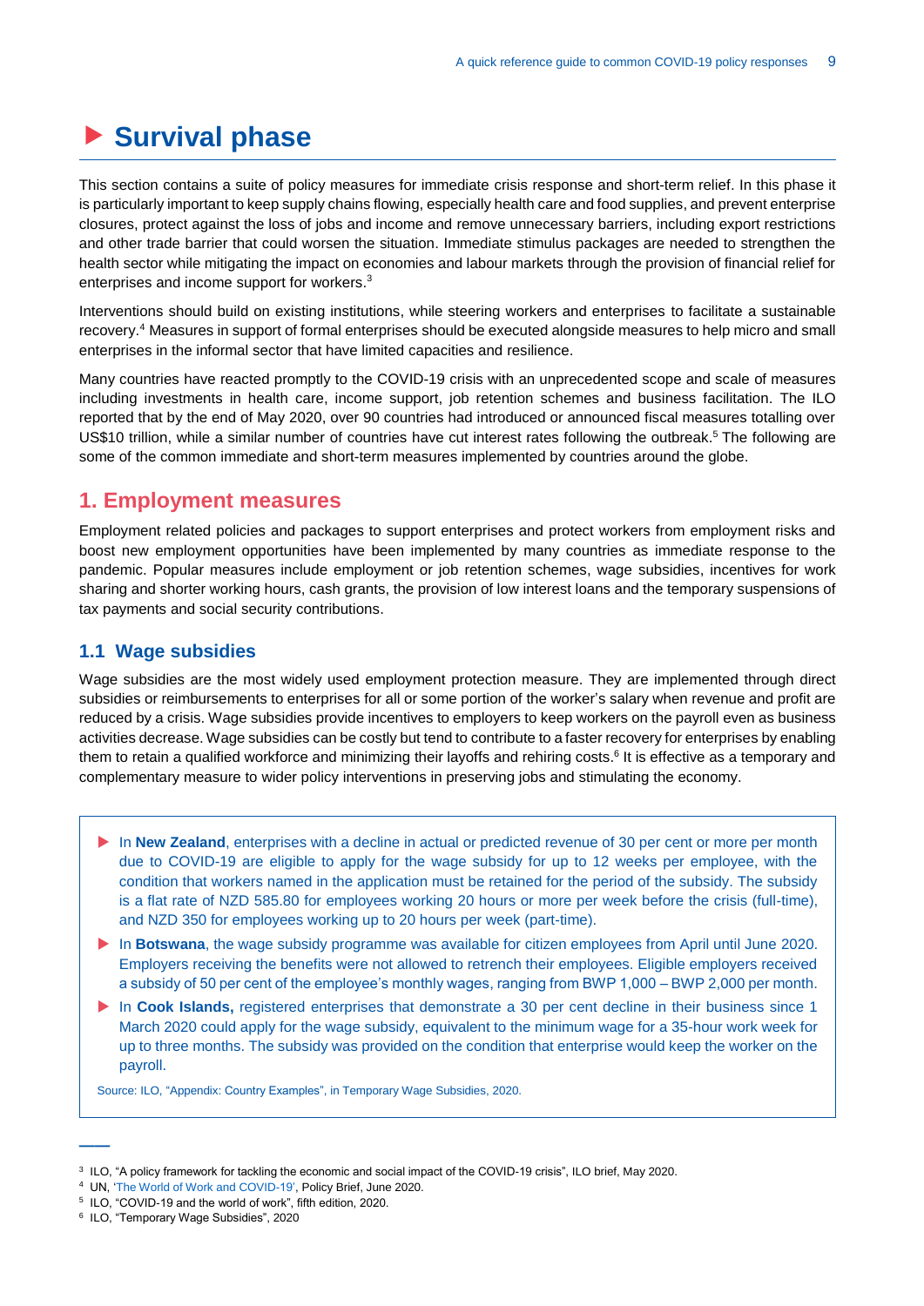# Survival phase

This section contains a suite of policy measures for immediate crisis response and short-term relief. In this phase it is particularly important to keep supply chains flowing, especially health care and food supplies, and prevent enterprise closures, protect against the loss of jobs and income and remove unnecessary barriers, including export restrictions and other trade barrier that could worsen the situation. Immediate stimulus packages are needed to strengthen the health sector while mitigating the impact on economies and labour markets through the provision of financial relief for enterprises and income support for workers.[3]

Interventions should build on existing institutions, while steering workers and enterprises to facilitate a sustainable recovery.[4] Measures in support of formal enterprises should be executed alongside measures to help micro and small enterprises in the informal sector that have limited capacities and resilience.

Many countries have reacted promptly to the COVID-19 crisis with an unprecedented scope and scale of measures including investments in health care, income support, job retention schemes and business facilitation. The ILO reported that by the end of May 2020, over 90 countries had introduced or announced fiscal measures totalling over US$10 trillion, while a similar number of countries have cut interest rates following the outbreak.[5] The following are some of the common immediate and short-term measures implemented by countries around the globe.

## 1. Employment measures

Employment related policies and packages to support enterprises and protect workers from employment risks and boost new employment opportunities have been implemented by many countries as immediate response to the pandemic. Popular measures include employment or job retention schemes, wage subsidies, incentives for work sharing and shorter working hours, cash grants, the provision of low interest loans and the temporary suspensions of tax payments and social security contributions.

### 1.1 Wage subsidies

Wage subsidies are the most widely used employment protection measure. They are implemented through direct subsidies or reimbursements to enterprises for all or some portion of the worker's salary when revenue and profit are reduced by a crisis. Wage subsidies provide incentives to employers to keep workers on the payroll even as business activities decrease. Wage subsidies can be costly but tend to contribute to a faster recovery for enterprises by enabling them to retain a qualified workforce and minimizing their layoffs and rehiring costs.[6] It is effective as a temporary and complementary measure to wider policy interventions in preserving jobs and stimulating the economy.

- In **New Zealand**, enterprises with a decline in actual or predicted revenue of 30 per cent or more per month due to COVID-19 are eligible to apply for the wage subsidy for up to 12 weeks per employee, with the condition that workers named in the application must be retained for the period of the subsidy. The subsidy is a flat rate of NZD 585.80 for employees working 20 hours or more per week before the crisis (full-time), and NZD 350 for employees working up to 20 hours per week (part-time).
- In **Botswana**, the wage subsidy programme was available for citizen employees from April until June 2020. Employers receiving the benefits were not allowed to retrench their employees. Eligible employers received a subsidy of 50 per cent of the employee's monthly wages, ranging from BWP 1,000 – BWP 2,000 per month.
- In **Cook Islands,** registered enterprises that demonstrate a 30 per cent decline in their business since 1 March 2020 could apply for the wage subsidy, equivalent to the minimum wage for a 35-hour work week for up to three months. The subsidy was provided on the condition that enterprise would keep the worker on the payroll.

Source: ILO, "Appendix: Country Examples", in Temporary Wage Subsidies, 2020.

---

[3] ILO, "A policy framework for tackling the economic and social impact of the COVID-19 crisis", ILO brief, May 2020.

[4] UN, 'The World of Work and COVID-19', Policy Brief, June 2020.

[5] ILO, "COVID-19 and the world of work", fifth edition, 2020.

[6] ILO, "Temporary Wage Subsidies", 2020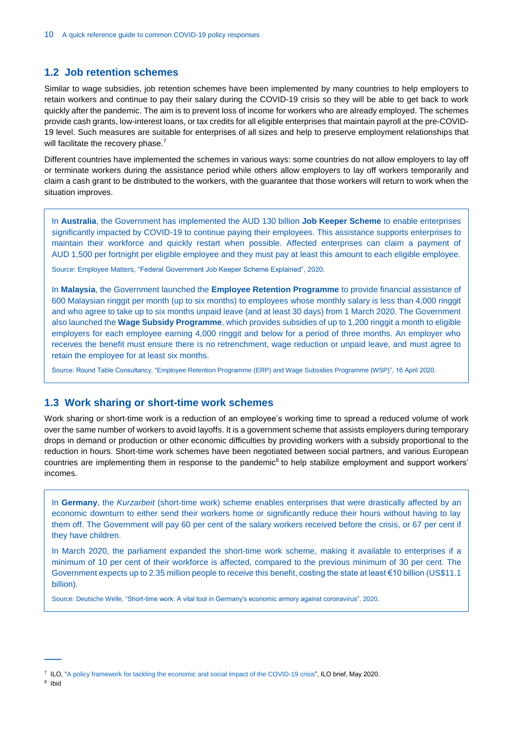## 1.2 Job retention schemes

Similar to wage subsidies, job retention schemes have been implemented by many countries to help employers to retain workers and continue to pay their salary during the COVID-19 crisis so they will be able to get back to work quickly after the pandemic. The aim is to prevent loss of income for workers who are already employed. The schemes provide cash grants, low-interest loans, or tax credits for all eligible enterprises that maintain payroll at the pre-COVID-19 level. Such measures are suitable for enterprises of all sizes and help to preserve employment relationships that will facilitate the recovery phase.[7]

Different countries have implemented the schemes in various ways: some countries do not allow employers to lay off or terminate workers during the assistance period while others allow employers to lay off workers temporarily and claim a cash grant to be distributed to the workers, with the guarantee that those workers will return to work when the situation improves.

> In **Australia**, the Government has implemented the AUD 130 billion **Job Keeper Scheme** to enable enterprises significantly impacted by COVID-19 to continue paying their employees. This assistance supports enterprises to maintain their workforce and quickly restart when possible. Affected enterprises can claim a payment of AUD 1,500 per fortnight per eligible employee and they must pay at least this amount to each eligible employee.
>
> Source: Employee Matters, "Federal Government Job Keeper Scheme Explained", 2020.
>
> In **Malaysia**, the Government launched the **Employee Retention Programme** to provide financial assistance of 600 Malaysian ringgit per month (up to six months) to employees whose monthly salary is less than 4,000 ringgit and who agree to take up to six months unpaid leave (and at least 30 days) from 1 March 2020. The Government also launched the **Wage Subsidy Programme**, which provides subsidies of up to 1,200 ringgit a month to eligible employers for each employee earning 4,000 ringgit and below for a period of three months. An employer who receives the benefit must ensure there is no retrenchment, wage reduction or unpaid leave, and must agree to retain the employee for at least six months.
>
> Source: Round Table Consultancy, "Employee Retention Programme (ERP) and Wage Subsidies Programme (WSP)", 16 April 2020.

## 1.3 Work sharing or short-time work schemes

Work sharing or short-time work is a reduction of an employee's working time to spread a reduced volume of work over the same number of workers to avoid layoffs. It is a government scheme that assists employers during temporary drops in demand or production or other economic difficulties by providing workers with a subsidy proportional to the reduction in hours. Short-time work schemes have been negotiated between social partners, and various European countries are implementing them in response to the pandemic[8] to help stabilize employment and support workers' incomes.

> In **Germany**, the *Kurzarbeit* (short-time work) scheme enables enterprises that were drastically affected by an economic downturn to either send their workers home or significantly reduce their hours without having to lay them off. The Government will pay 60 per cent of the salary workers received before the crisis, or 67 per cent if they have children.
>
> In March 2020, the parliament expanded the short-time work scheme, making it available to enterprises if a minimum of 10 per cent of their workforce is affected, compared to the previous minimum of 30 per cent. The Government expects up to 2.35 million people to receive this benefit, costing the state at least €10 billion (US$11.1 billion).
>
> Source: Deutsche Welle, "Short-time work: A vital tool in Germany's economic armory against coronavirus", 2020.

---

[7] ILO, "A policy framework for tackling the economic and social impact of the COVID-19 crisis", ILO brief, May 2020.

[8] Ibid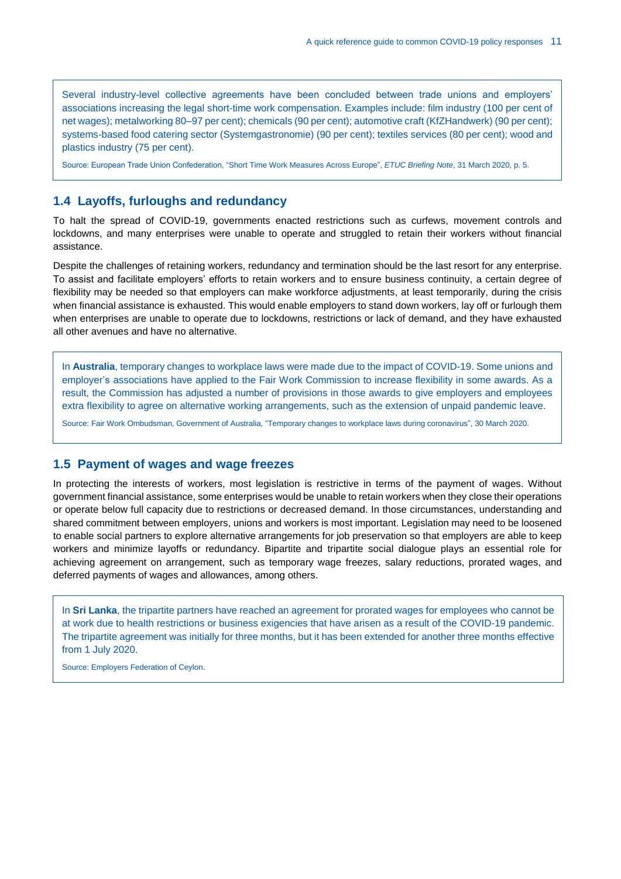Several industry-level collective agreements have been concluded between trade unions and employers' associations increasing the legal short-time work compensation. Examples include: film industry (100 per cent of net wages); metalworking 80–97 per cent); chemicals (90 per cent); automotive craft (KfZHandwerk) (90 per cent); systems-based food catering sector (Systemgastronomie) (90 per cent); textiles services (80 per cent); wood and plastics industry (75 per cent).

Source: European Trade Union Confederation, "Short Time Work Measures Across Europe", *ETUC Briefing Note*, 31 March 2020, p. 5.

## 1.4 Layoffs, furloughs and redundancy

To halt the spread of COVID-19, governments enacted restrictions such as curfews, movement controls and lockdowns, and many enterprises were unable to operate and struggled to retain their workers without financial assistance.

Despite the challenges of retaining workers, redundancy and termination should be the last resort for any enterprise. To assist and facilitate employers' efforts to retain workers and to ensure business continuity, a certain degree of flexibility may be needed so that employers can make workforce adjustments, at least temporarily, during the crisis when financial assistance is exhausted. This would enable employers to stand down workers, lay off or furlough them when enterprises are unable to operate due to lockdowns, restrictions or lack of demand, and they have exhausted all other avenues and have no alternative.

In **Australia**, temporary changes to workplace laws were made due to the impact of COVID-19. Some unions and employer's associations have applied to the Fair Work Commission to increase flexibility in some awards. As a result, the Commission has adjusted a number of provisions in those awards to give employers and employees extra flexibility to agree on alternative working arrangements, such as the extension of unpaid pandemic leave.

Source: Fair Work Ombudsman, Government of Australia, "Temporary changes to workplace laws during coronavirus", 30 March 2020.

## 1.5 Payment of wages and wage freezes

In protecting the interests of workers, most legislation is restrictive in terms of the payment of wages. Without government financial assistance, some enterprises would be unable to retain workers when they close their operations or operate below full capacity due to restrictions or decreased demand. In those circumstances, understanding and shared commitment between employers, unions and workers is most important. Legislation may need to be loosened to enable social partners to explore alternative arrangements for job preservation so that employers are able to keep workers and minimize layoffs or redundancy. Bipartite and tripartite social dialogue plays an essential role for achieving agreement on arrangement, such as temporary wage freezes, salary reductions, prorated wages, and deferred payments of wages and allowances, among others.

In **Sri Lanka**, the tripartite partners have reached an agreement for prorated wages for employees who cannot be at work due to health restrictions or business exigencies that have arisen as a result of the COVID-19 pandemic. The tripartite agreement was initially for three months, but it has been extended for another three months effective from 1 July 2020.

Source: Employers Federation of Ceylon.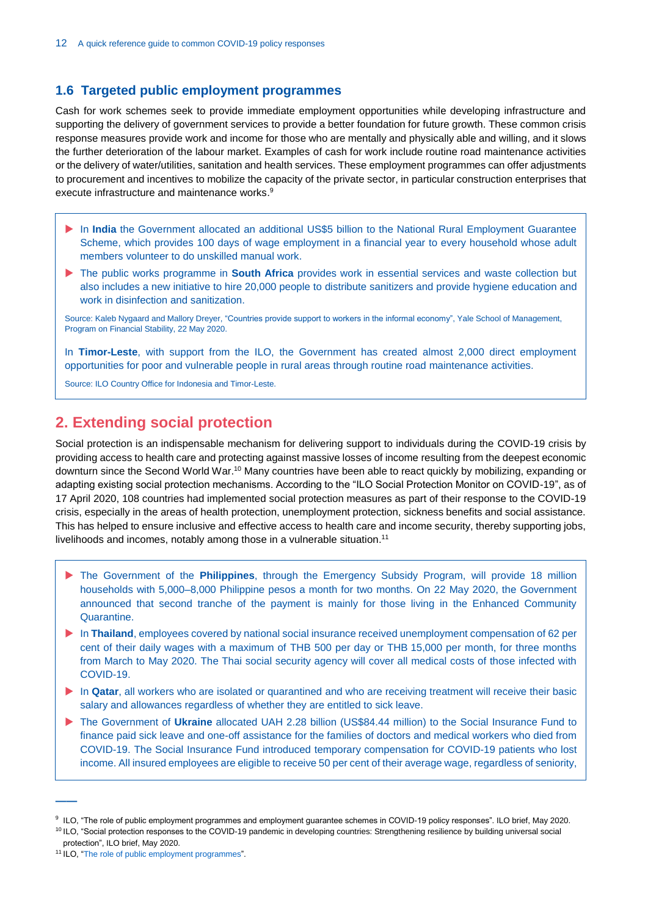## 1.6 Targeted public employment programmes

Cash for work schemes seek to provide immediate employment opportunities while developing infrastructure and supporting the delivery of government services to provide a better foundation for future growth. These common crisis response measures provide work and income for those who are mentally and physically able and willing, and it slows the further deterioration of the labour market. Examples of cash for work include routine road maintenance activities or the delivery of water/utilities, sanitation and health services. These employment programmes can offer adjustments to procurement and incentives to mobilize the capacity of the private sector, in particular construction enterprises that execute infrastructure and maintenance works.[9]

- In **India** the Government allocated an additional US$5 billion to the National Rural Employment Guarantee Scheme, which provides 100 days of wage employment in a financial year to every household whose adult members volunteer to do unskilled manual work.
- The public works programme in **South Africa** provides work in essential services and waste collection but also includes a new initiative to hire 20,000 people to distribute sanitizers and provide hygiene education and work in disinfection and sanitization.

Source: Kaleb Nygaard and Mallory Dreyer, "Countries provide support to workers in the informal economy", Yale School of Management, Program on Financial Stability, 22 May 2020.

In **Timor-Leste**, with support from the ILO, the Government has created almost 2,000 direct employment opportunities for poor and vulnerable people in rural areas through routine road maintenance activities.

Source: ILO Country Office for Indonesia and Timor-Leste.

# 2. Extending social protection

Social protection is an indispensable mechanism for delivering support to individuals during the COVID-19 crisis by providing access to health care and protecting against massive losses of income resulting from the deepest economic downturn since the Second World War.[10] Many countries have been able to react quickly by mobilizing, expanding or adapting existing social protection mechanisms. According to the "ILO Social Protection Monitor on COVID-19", as of 17 April 2020, 108 countries had implemented social protection measures as part of their response to the COVID-19 crisis, especially in the areas of health protection, unemployment protection, sickness benefits and social assistance. This has helped to ensure inclusive and effective access to health care and income security, thereby supporting jobs, livelihoods and incomes, notably among those in a vulnerable situation.[11]

- The Government of the **Philippines**, through the Emergency Subsidy Program, will provide 18 million households with 5,000–8,000 Philippine pesos a month for two months. On 22 May 2020, the Government announced that second tranche of the payment is mainly for those living in the Enhanced Community Quarantine.
- In **Thailand**, employees covered by national social insurance received unemployment compensation of 62 per cent of their daily wages with a maximum of THB 500 per day or THB 15,000 per month, for three months from March to May 2020. The Thai social security agency will cover all medical costs of those infected with COVID-19.
- In **Qatar**, all workers who are isolated or quarantined and who are receiving treatment will receive their basic salary and allowances regardless of whether they are entitled to sick leave.
- The Government of **Ukraine** allocated UAH 2.28 billion (US$84.44 million) to the Social Insurance Fund to finance paid sick leave and one-off assistance for the families of doctors and medical workers who died from COVID-19. The Social Insurance Fund introduced temporary compensation for COVID-19 patients who lost income. All insured employees are eligible to receive 50 per cent of their average wage, regardless of seniority,

---

[9] ILO, "The role of public employment programmes and employment guarantee schemes in COVID-19 policy responses". ILO brief, May 2020.

[10] ILO, "Social protection responses to the COVID-19 pandemic in developing countries: Strengthening resilience by building universal social protection", ILO brief, May 2020.

[11] ILO, "The role of public employment programmes".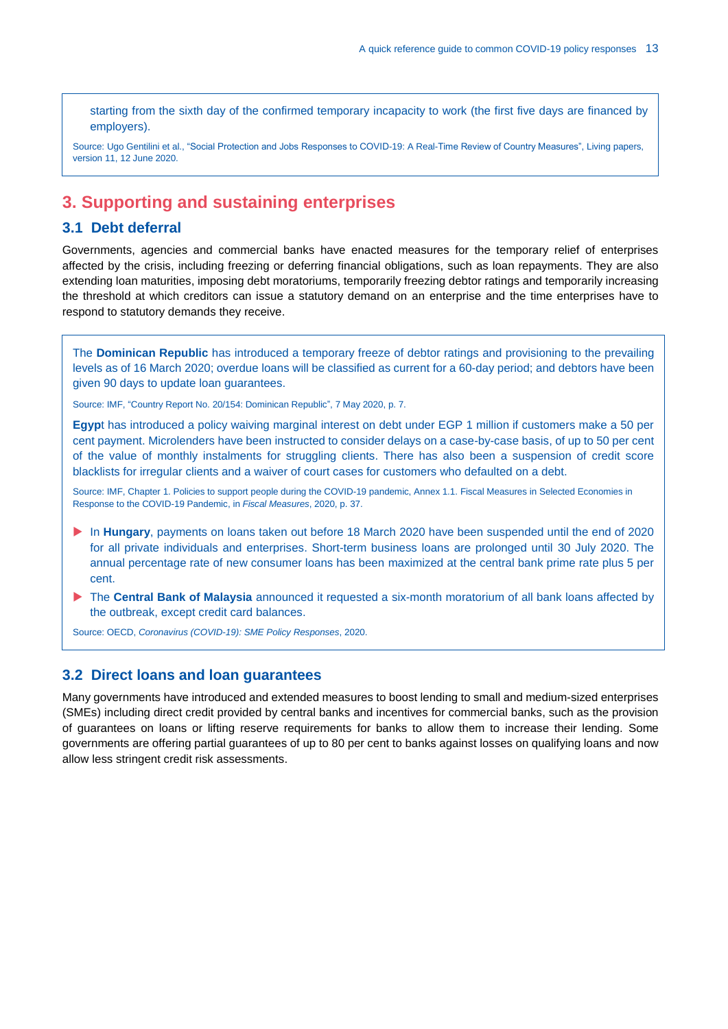starting from the sixth day of the confirmed temporary incapacity to work (the first five days are financed by employers).

Source: Ugo Gentilini et al., "Social Protection and Jobs Responses to COVID-19: A Real-Time Review of Country Measures", Living papers, version 11, 12 June 2020.

## 3. Supporting and sustaining enterprises

### 3.1 Debt deferral

Governments, agencies and commercial banks have enacted measures for the temporary relief of enterprises affected by the crisis, including freezing or deferring financial obligations, such as loan repayments. They are also extending loan maturities, imposing debt moratoriums, temporarily freezing debtor ratings and temporarily increasing the threshold at which creditors can issue a statutory demand on an enterprise and the time enterprises have to respond to statutory demands they receive.

The **Dominican Republic** has introduced a temporary freeze of debtor ratings and provisioning to the prevailing levels as of 16 March 2020; overdue loans will be classified as current for a 60-day period; and debtors have been given 90 days to update loan guarantees.

Source: IMF, "Country Report No. 20/154: Dominican Republic", 7 May 2020, p. 7.

**Egyp**t has introduced a policy waiving marginal interest on debt under EGP 1 million if customers make a 50 per cent payment. Microlenders have been instructed to consider delays on a case-by-case basis, of up to 50 per cent of the value of monthly instalments for struggling clients. There has also been a suspension of credit score blacklists for irregular clients and a waiver of court cases for customers who defaulted on a debt.

Source: IMF, Chapter 1. Policies to support people during the COVID-19 pandemic, Annex 1.1. Fiscal Measures in Selected Economies in Response to the COVID-19 Pandemic, in *Fiscal Measures*, 2020, p. 37.

- In **Hungary**, payments on loans taken out before 18 March 2020 have been suspended until the end of 2020 for all private individuals and enterprises. Short-term business loans are prolonged until 30 July 2020. The annual percentage rate of new consumer loans has been maximized at the central bank prime rate plus 5 per cent.
- The **Central Bank of Malaysia** announced it requested a six-month moratorium of all bank loans affected by the outbreak, except credit card balances.

Source: OECD, *Coronavirus (COVID-19): SME Policy Responses*, 2020.

### 3.2 Direct loans and loan guarantees

Many governments have introduced and extended measures to boost lending to small and medium-sized enterprises (SMEs) including direct credit provided by central banks and incentives for commercial banks, such as the provision of guarantees on loans or lifting reserve requirements for banks to allow them to increase their lending. Some governments are offering partial guarantees of up to 80 per cent to banks against losses on qualifying loans and now allow less stringent credit risk assessments.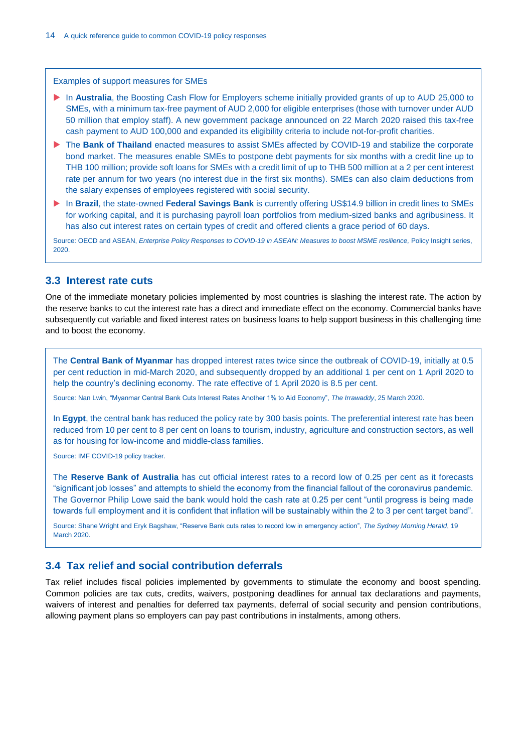Examples of support measures for SMEs

- In **Australia**, the Boosting Cash Flow for Employers scheme initially provided grants of up to AUD 25,000 to SMEs, with a minimum tax-free payment of AUD 2,000 for eligible enterprises (those with turnover under AUD 50 million that employ staff). A new government package announced on 22 March 2020 raised this tax-free cash payment to AUD 100,000 and expanded its eligibility criteria to include not-for-profit charities.
- The **Bank of Thailand** enacted measures to assist SMEs affected by COVID-19 and stabilize the corporate bond market. The measures enable SMEs to postpone debt payments for six months with a credit line up to THB 100 million; provide soft loans for SMEs with a credit limit of up to THB 500 million at a 2 per cent interest rate per annum for two years (no interest due in the first six months). SMEs can also claim deductions from the salary expenses of employees registered with social security.
- In **Brazil**, the state-owned **Federal Savings Bank** is currently offering US$14.9 billion in credit lines to SMEs for working capital, and it is purchasing payroll loan portfolios from medium-sized banks and agribusiness. It has also cut interest rates on certain types of credit and offered clients a grace period of 60 days.

Source: OECD and ASEAN, *Enterprise Policy Responses to COVID-19 in ASEAN: Measures to boost MSME resilience,* Policy Insight series, 2020.

## 3.3 Interest rate cuts

One of the immediate monetary policies implemented by most countries is slashing the interest rate. The action by the reserve banks to cut the interest rate has a direct and immediate effect on the economy. Commercial banks have subsequently cut variable and fixed interest rates on business loans to help support business in this challenging time and to boost the economy.

The **Central Bank of Myanmar** has dropped interest rates twice since the outbreak of COVID-19, initially at 0.5 per cent reduction in mid-March 2020, and subsequently dropped by an additional 1 per cent on 1 April 2020 to help the country's declining economy. The rate effective of 1 April 2020 is 8.5 per cent.

Source: Nan Lwin, "Myanmar Central Bank Cuts Interest Rates Another 1% to Aid Economy", *The Irrawaddy*, 25 March 2020.

In **Egypt**, the central bank has reduced the policy rate by 300 basis points. The preferential interest rate has been reduced from 10 per cent to 8 per cent on loans to tourism, industry, agriculture and construction sectors, as well as for housing for low-income and middle-class families.

Source: IMF COVID-19 policy tracker.

The **Reserve Bank of Australia** has cut official interest rates to a record low of 0.25 per cent as it forecasts "significant job losses" and attempts to shield the economy from the financial fallout of the coronavirus pandemic. The Governor Philip Lowe said the bank would hold the cash rate at 0.25 per cent "until progress is being made towards full employment and it is confident that inflation will be sustainably within the 2 to 3 per cent target band".

Source: Shane Wright and Eryk Bagshaw, "Reserve Bank cuts rates to record low in emergency action", *The Sydney Morning Herald*, 19 March 2020.

## 3.4 Tax relief and social contribution deferrals

Tax relief includes fiscal policies implemented by governments to stimulate the economy and boost spending. Common policies are tax cuts, credits, waivers, postponing deadlines for annual tax declarations and payments, waivers of interest and penalties for deferred tax payments, deferral of social security and pension contributions, allowing payment plans so employers can pay past contributions in instalments, among others.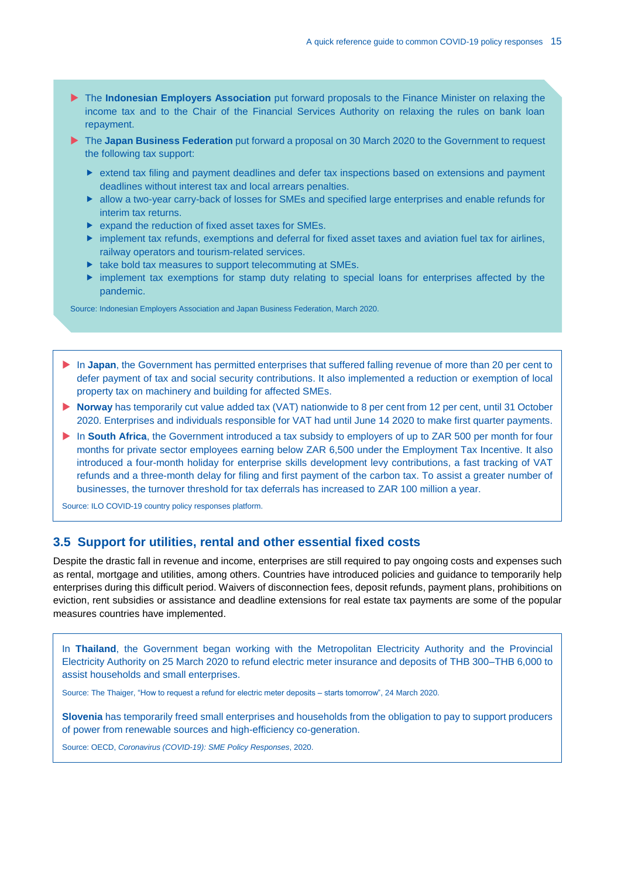- The **Indonesian Employers Association** put forward proposals to the Finance Minister on relaxing the income tax and to the Chair of the Financial Services Authority on relaxing the rules on bank loan repayment.
- The **Japan Business Federation** put forward a proposal on 30 March 2020 to the Government to request the following tax support:
  - extend tax filing and payment deadlines and defer tax inspections based on extensions and payment deadlines without interest tax and local arrears penalties.
  - allow a two-year carry-back of losses for SMEs and specified large enterprises and enable refunds for interim tax returns.
  - expand the reduction of fixed asset taxes for SMEs.
  - implement tax refunds, exemptions and deferral for fixed asset taxes and aviation fuel tax for airlines, railway operators and tourism-related services.
  - take bold tax measures to support telecommuting at SMEs.
  - implement tax exemptions for stamp duty relating to special loans for enterprises affected by the pandemic.

Source: Indonesian Employers Association and Japan Business Federation, March 2020.

- In **Japan**, the Government has permitted enterprises that suffered falling revenue of more than 20 per cent to defer payment of tax and social security contributions. It also implemented a reduction or exemption of local property tax on machinery and building for affected SMEs.
- **Norway** has temporarily cut value added tax (VAT) nationwide to 8 per cent from 12 per cent, until 31 October 2020. Enterprises and individuals responsible for VAT had until June 14 2020 to make first quarter payments.
- In **South Africa**, the Government introduced a tax subsidy to employers of up to ZAR 500 per month for four months for private sector employees earning below ZAR 6,500 under the Employment Tax Incentive. It also introduced a four-month holiday for enterprise skills development levy contributions, a fast tracking of VAT refunds and a three-month delay for filing and first payment of the carbon tax. To assist a greater number of businesses, the turnover threshold for tax deferrals has increased to ZAR 100 million a year.

Source: ILO COVID-19 country policy responses platform.

## 3.5 Support for utilities, rental and other essential fixed costs

Despite the drastic fall in revenue and income, enterprises are still required to pay ongoing costs and expenses such as rental, mortgage and utilities, among others. Countries have introduced policies and guidance to temporarily help enterprises during this difficult period. Waivers of disconnection fees, deposit refunds, payment plans, prohibitions on eviction, rent subsidies or assistance and deadline extensions for real estate tax payments are some of the popular measures countries have implemented.

In **Thailand**, the Government began working with the Metropolitan Electricity Authority and the Provincial Electricity Authority on 25 March 2020 to refund electric meter insurance and deposits of THB 300–THB 6,000 to assist households and small enterprises.

Source: The Thaiger, "How to request a refund for electric meter deposits – starts tomorrow", 24 March 2020.

**Slovenia** has temporarily freed small enterprises and households from the obligation to pay to support producers of power from renewable sources and high-efficiency co-generation.

Source: OECD, *Coronavirus (COVID-19): SME Policy Responses*, 2020.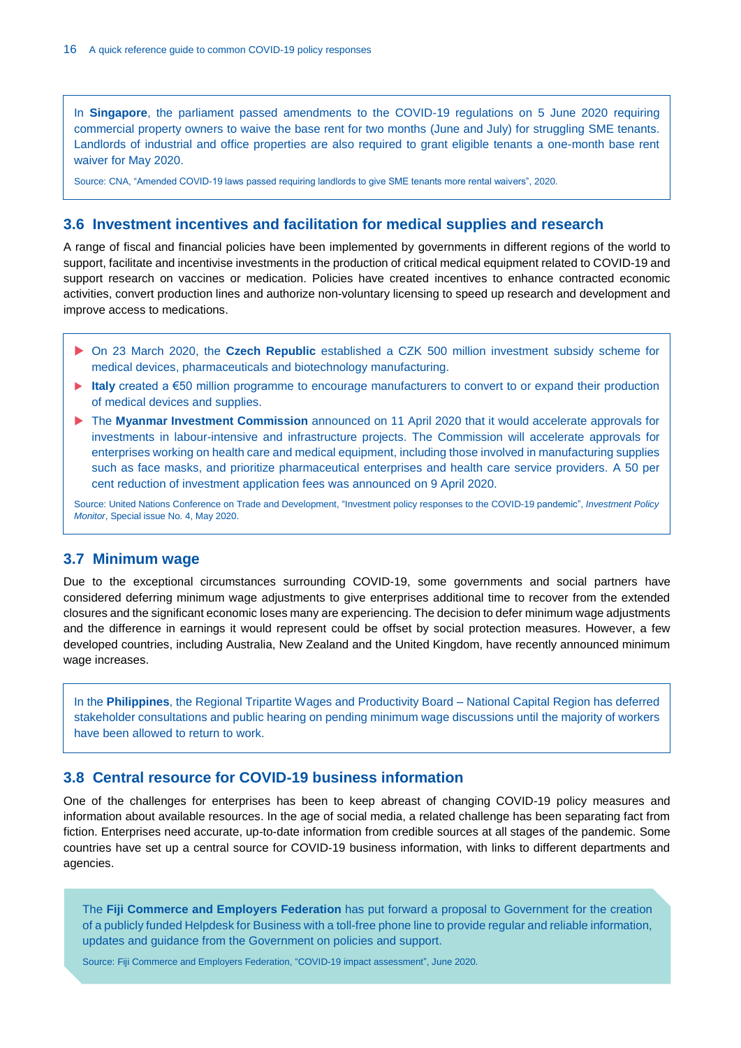In **Singapore**, the parliament passed amendments to the COVID-19 regulations on 5 June 2020 requiring commercial property owners to waive the base rent for two months (June and July) for struggling SME tenants. Landlords of industrial and office properties are also required to grant eligible tenants a one-month base rent waiver for May 2020.

Source: CNA, "Amended COVID-19 laws passed requiring landlords to give SME tenants more rental waivers", 2020.

## 3.6 Investment incentives and facilitation for medical supplies and research

A range of fiscal and financial policies have been implemented by governments in different regions of the world to support, facilitate and incentivise investments in the production of critical medical equipment related to COVID-19 and support research on vaccines or medication. Policies have created incentives to enhance contracted economic activities, convert production lines and authorize non-voluntary licensing to speed up research and development and improve access to medications.

- On 23 March 2020, the **Czech Republic** established a CZK 500 million investment subsidy scheme for medical devices, pharmaceuticals and biotechnology manufacturing.
- **Italy** created a €50 million programme to encourage manufacturers to convert to or expand their production of medical devices and supplies.
- The **Myanmar Investment Commission** announced on 11 April 2020 that it would accelerate approvals for investments in labour-intensive and infrastructure projects. The Commission will accelerate approvals for enterprises working on health care and medical equipment, including those involved in manufacturing supplies such as face masks, and prioritize pharmaceutical enterprises and health care service providers. A 50 per cent reduction of investment application fees was announced on 9 April 2020.

Source: United Nations Conference on Trade and Development, "Investment policy responses to the COVID-19 pandemic", *Investment Policy Monitor*, Special issue No. 4, May 2020.

## 3.7 Minimum wage

Due to the exceptional circumstances surrounding COVID-19, some governments and social partners have considered deferring minimum wage adjustments to give enterprises additional time to recover from the extended closures and the significant economic loses many are experiencing. The decision to defer minimum wage adjustments and the difference in earnings it would represent could be offset by social protection measures. However, a few developed countries, including Australia, New Zealand and the United Kingdom, have recently announced minimum wage increases.

In the **Philippines**, the Regional Tripartite Wages and Productivity Board – National Capital Region has deferred stakeholder consultations and public hearing on pending minimum wage discussions until the majority of workers have been allowed to return to work.

## 3.8 Central resource for COVID-19 business information

One of the challenges for enterprises has been to keep abreast of changing COVID-19 policy measures and information about available resources. In the age of social media, a related challenge has been separating fact from fiction. Enterprises need accurate, up-to-date information from credible sources at all stages of the pandemic. Some countries have set up a central source for COVID-19 business information, with links to different departments and agencies.

The **Fiji Commerce and Employers Federation** has put forward a proposal to Government for the creation of a publicly funded Helpdesk for Business with a toll-free phone line to provide regular and reliable information, updates and guidance from the Government on policies and support.

Source: Fiji Commerce and Employers Federation, "COVID-19 impact assessment", June 2020.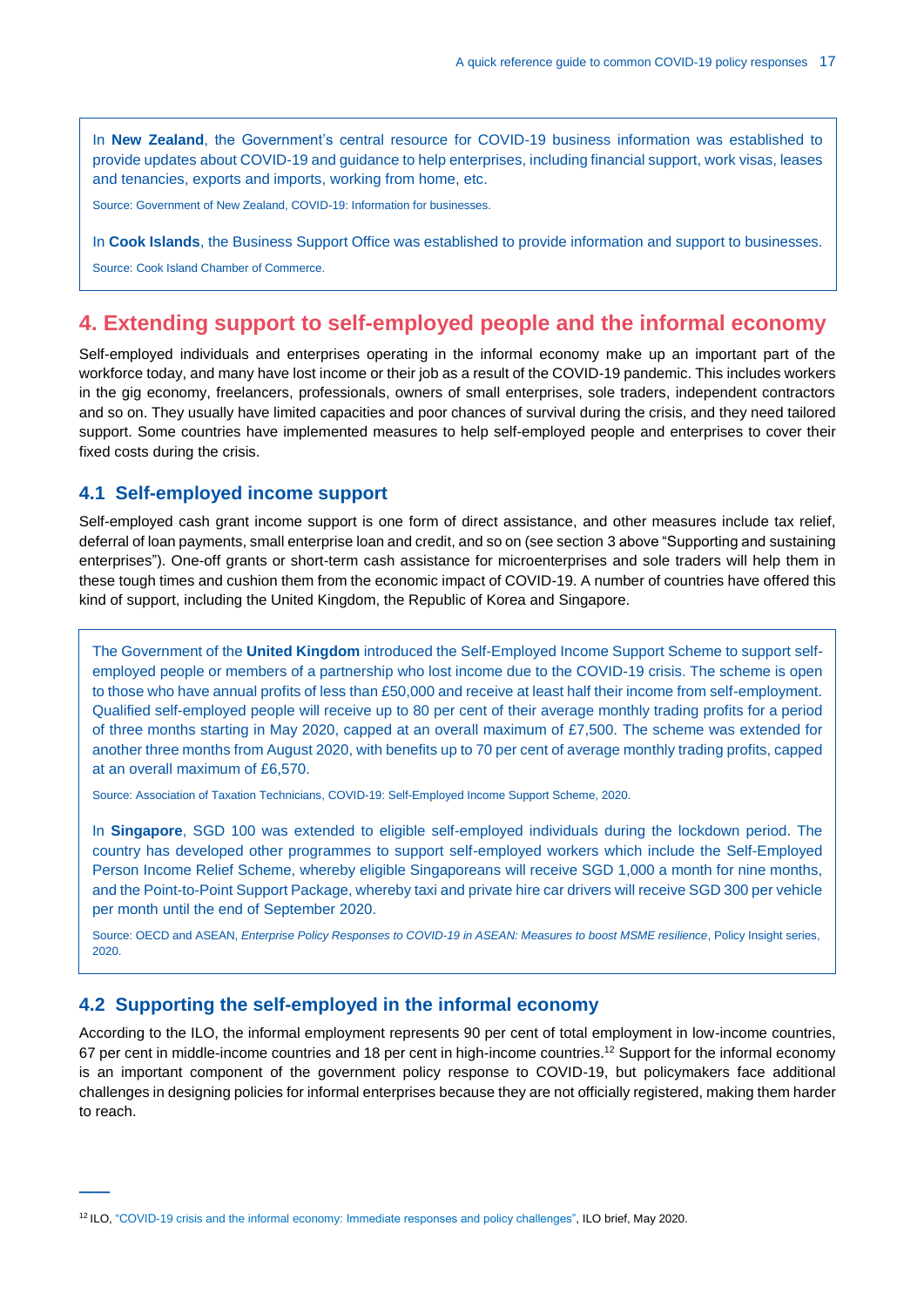In **New Zealand**, the Government's central resource for COVID-19 business information was established to provide updates about COVID-19 and guidance to help enterprises, including financial support, work visas, leases and tenancies, exports and imports, working from home, etc.

Source: Government of New Zealand, COVID-19: Information for businesses.

In **Cook Islands**, the Business Support Office was established to provide information and support to businesses.

Source: Cook Island Chamber of Commerce.

## 4. Extending support to self-employed people and the informal economy

Self-employed individuals and enterprises operating in the informal economy make up an important part of the workforce today, and many have lost income or their job as a result of the COVID-19 pandemic. This includes workers in the gig economy, freelancers, professionals, owners of small enterprises, sole traders, independent contractors and so on. They usually have limited capacities and poor chances of survival during the crisis, and they need tailored support. Some countries have implemented measures to help self-employed people and enterprises to cover their fixed costs during the crisis.

### 4.1 Self-employed income support

Self-employed cash grant income support is one form of direct assistance, and other measures include tax relief, deferral of loan payments, small enterprise loan and credit, and so on (see section 3 above "Supporting and sustaining enterprises"). One-off grants or short-term cash assistance for microenterprises and sole traders will help them in these tough times and cushion them from the economic impact of COVID-19. A number of countries have offered this kind of support, including the United Kingdom, the Republic of Korea and Singapore.

The Government of the **United Kingdom** introduced the Self-Employed Income Support Scheme to support self-employed people or members of a partnership who lost income due to the COVID-19 crisis. The scheme is open to those who have annual profits of less than £50,000 and receive at least half their income from self-employment. Qualified self-employed people will receive up to 80 per cent of their average monthly trading profits for a period of three months starting in May 2020, capped at an overall maximum of £7,500. The scheme was extended for another three months from August 2020, with benefits up to 70 per cent of average monthly trading profits, capped at an overall maximum of £6,570.

Source: Association of Taxation Technicians, COVID-19: Self-Employed Income Support Scheme, 2020.

In **Singapore**, SGD 100 was extended to eligible self-employed individuals during the lockdown period. The country has developed other programmes to support self-employed workers which include the Self-Employed Person Income Relief Scheme, whereby eligible Singaporeans will receive SGD 1,000 a month for nine months, and the Point-to-Point Support Package, whereby taxi and private hire car drivers will receive SGD 300 per vehicle per month until the end of September 2020.

Source: OECD and ASEAN, *Enterprise Policy Responses to COVID-19 in ASEAN: Measures to boost MSME resilience*, Policy Insight series, 2020.

### 4.2 Supporting the self-employed in the informal economy

According to the ILO, the informal employment represents 90 per cent of total employment in low-income countries, 67 per cent in middle-income countries and 18 per cent in high-income countries.[12] Support for the informal economy is an important component of the government policy response to COVID-19, but policymakers face additional challenges in designing policies for informal enterprises because they are not officially registered, making them harder to reach.

[12] ILO, "COVID-19 crisis and the informal economy: Immediate responses and policy challenges", ILO brief, May 2020.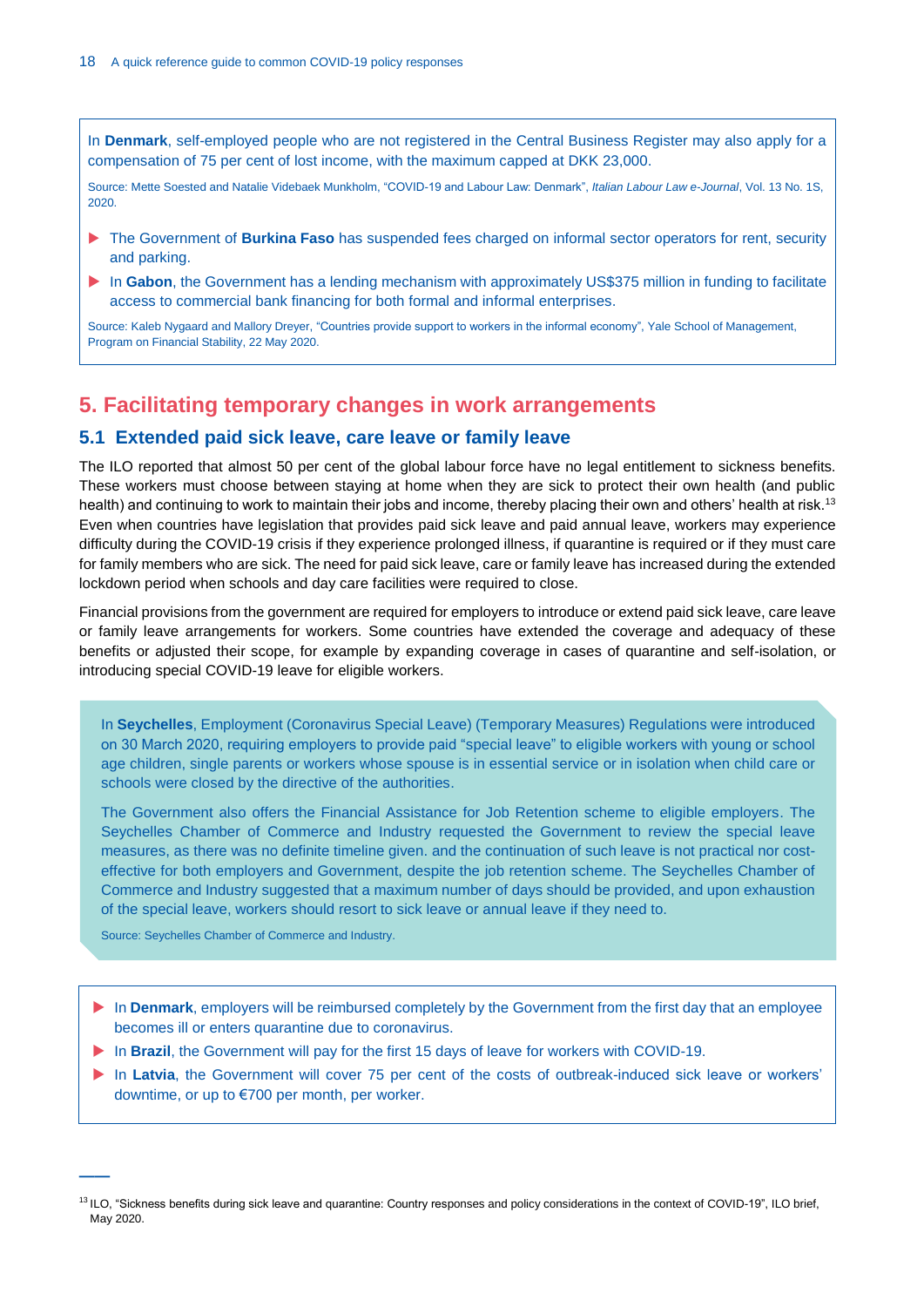In **Denmark**, self-employed people who are not registered in the Central Business Register may also apply for a compensation of 75 per cent of lost income, with the maximum capped at DKK 23,000.

Source: Mette Soested and Natalie Videbaek Munkholm, "COVID-19 and Labour Law: Denmark", *Italian Labour Law e-Journal*, Vol. 13 No. 1S, 2020.

- The Government of **Burkina Faso** has suspended fees charged on informal sector operators for rent, security and parking.
- In **Gabon**, the Government has a lending mechanism with approximately US$375 million in funding to facilitate access to commercial bank financing for both formal and informal enterprises.

Source: Kaleb Nygaard and Mallory Dreyer, "Countries provide support to workers in the informal economy", Yale School of Management, Program on Financial Stability, 22 May 2020.

# 5. Facilitating temporary changes in work arrangements

## 5.1 Extended paid sick leave, care leave or family leave

The ILO reported that almost 50 per cent of the global labour force have no legal entitlement to sickness benefits. These workers must choose between staying at home when they are sick to protect their own health (and public health) and continuing to work to maintain their jobs and income, thereby placing their own and others' health at risk.[13] Even when countries have legislation that provides paid sick leave and paid annual leave, workers may experience difficulty during the COVID-19 crisis if they experience prolonged illness, if quarantine is required or if they must care for family members who are sick. The need for paid sick leave, care or family leave has increased during the extended lockdown period when schools and day care facilities were required to close.

Financial provisions from the government are required for employers to introduce or extend paid sick leave, care leave or family leave arrangements for workers. Some countries have extended the coverage and adequacy of these benefits or adjusted their scope, for example by expanding coverage in cases of quarantine and self-isolation, or introducing special COVID-19 leave for eligible workers.

In **Seychelles**, Employment (Coronavirus Special Leave) (Temporary Measures) Regulations were introduced on 30 March 2020, requiring employers to provide paid "special leave" to eligible workers with young or school age children, single parents or workers whose spouse is in essential service or in isolation when child care or schools were closed by the directive of the authorities.

The Government also offers the Financial Assistance for Job Retention scheme to eligible employers. The Seychelles Chamber of Commerce and Industry requested the Government to review the special leave measures, as there was no definite timeline given. and the continuation of such leave is not practical nor cost-effective for both employers and Government, despite the job retention scheme. The Seychelles Chamber of Commerce and Industry suggested that a maximum number of days should be provided, and upon exhaustion of the special leave, workers should resort to sick leave or annual leave if they need to.

Source: Seychelles Chamber of Commerce and Industry.

- In **Denmark**, employers will be reimbursed completely by the Government from the first day that an employee becomes ill or enters quarantine due to coronavirus.
- In **Brazil**, the Government will pay for the first 15 days of leave for workers with COVID-19.
- In **Latvia**, the Government will cover 75 per cent of the costs of outbreak-induced sick leave or workers' downtime, or up to €700 per month, per worker.

[13] ILO, "Sickness benefits during sick leave and quarantine: Country responses and policy considerations in the context of COVID-19", ILO brief, May 2020.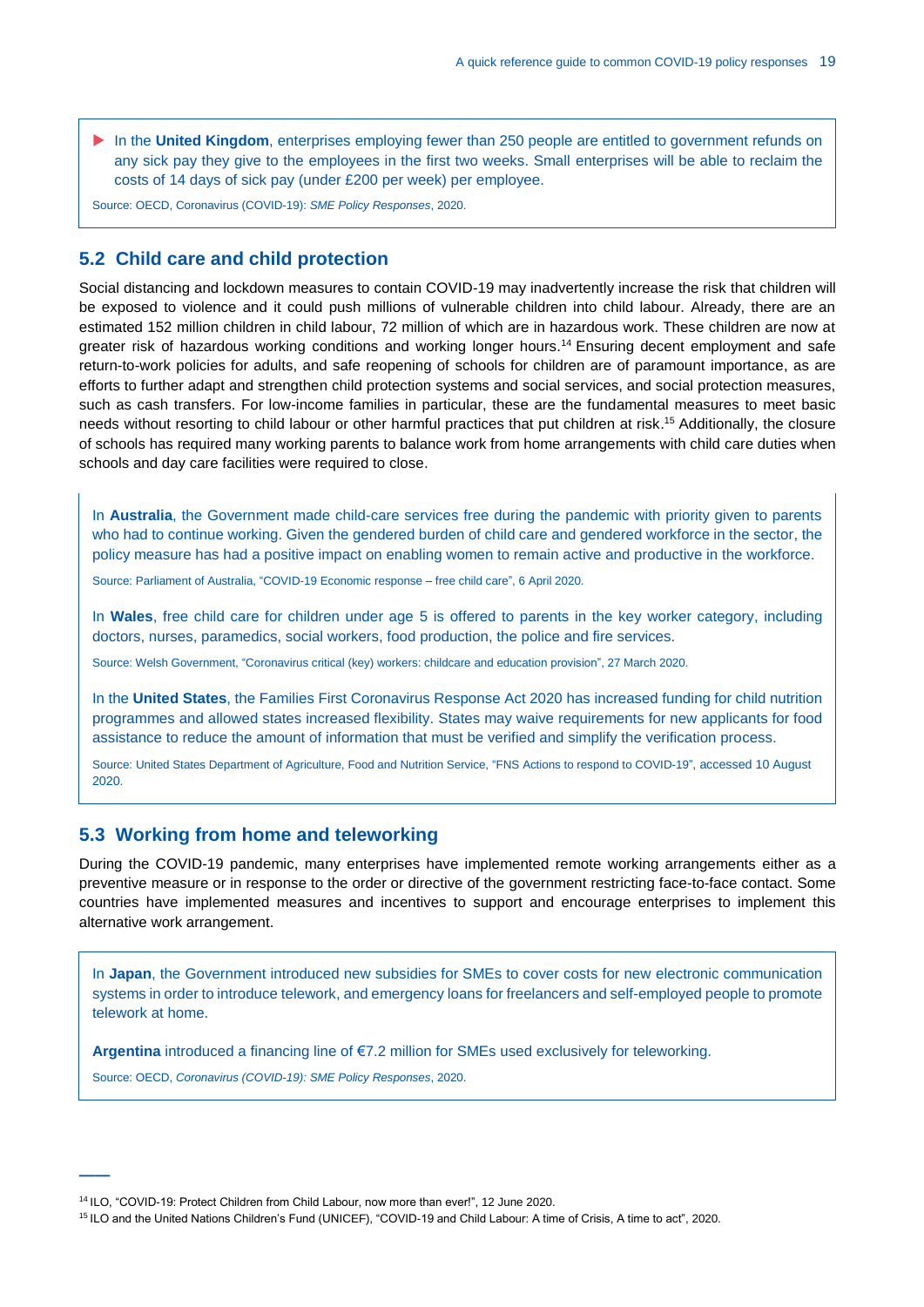- In the **United Kingdom**, enterprises employing fewer than 250 people are entitled to government refunds on any sick pay they give to the employees in the first two weeks. Small enterprises will be able to reclaim the costs of 14 days of sick pay (under £200 per week) per employee.

Source: OECD, Coronavirus (COVID-19): *SME Policy Responses*, 2020.

## 5.2 Child care and child protection

Social distancing and lockdown measures to contain COVID-19 may inadvertently increase the risk that children will be exposed to violence and it could push millions of vulnerable children into child labour. Already, there are an estimated 152 million children in child labour, 72 million of which are in hazardous work. These children are now at greater risk of hazardous working conditions and working longer hours.[14] Ensuring decent employment and safe return-to-work policies for adults, and safe reopening of schools for children are of paramount importance, as are efforts to further adapt and strengthen child protection systems and social services, and social protection measures, such as cash transfers. For low-income families in particular, these are the fundamental measures to meet basic needs without resorting to child labour or other harmful practices that put children at risk.[15] Additionally, the closure of schools has required many working parents to balance work from home arrangements with child care duties when schools and day care facilities were required to close.

In **Australia**, the Government made child-care services free during the pandemic with priority given to parents who had to continue working. Given the gendered burden of child care and gendered workforce in the sector, the policy measure has had a positive impact on enabling women to remain active and productive in the workforce.

Source: Parliament of Australia, "COVID-19 Economic response – free child care", 6 April 2020.

In **Wales**, free child care for children under age 5 is offered to parents in the key worker category, including doctors, nurses, paramedics, social workers, food production, the police and fire services.

Source: Welsh Government, "Coronavirus critical (key) workers: childcare and education provision", 27 March 2020.

In the **United States**, the Families First Coronavirus Response Act 2020 has increased funding for child nutrition programmes and allowed states increased flexibility. States may waive requirements for new applicants for food assistance to reduce the amount of information that must be verified and simplify the verification process.

Source: United States Department of Agriculture, Food and Nutrition Service, "FNS Actions to respond to COVID-19", accessed 10 August 2020.

## 5.3 Working from home and teleworking

During the COVID-19 pandemic, many enterprises have implemented remote working arrangements either as a preventive measure or in response to the order or directive of the government restricting face-to-face contact. Some countries have implemented measures and incentives to support and encourage enterprises to implement this alternative work arrangement.

In **Japan**, the Government introduced new subsidies for SMEs to cover costs for new electronic communication systems in order to introduce telework, and emergency loans for freelancers and self-employed people to promote telework at home.

**Argentina** introduced a financing line of €7.2 million for SMEs used exclusively for teleworking.

Source: OECD, *Coronavirus (COVID-19): SME Policy Responses*, 2020.

[14] ILO, "COVID-19: Protect Children from Child Labour, now more than ever!", 12 June 2020.

[15] ILO and the United Nations Children's Fund (UNICEF), "COVID-19 and Child Labour: A time of Crisis, A time to act", 2020.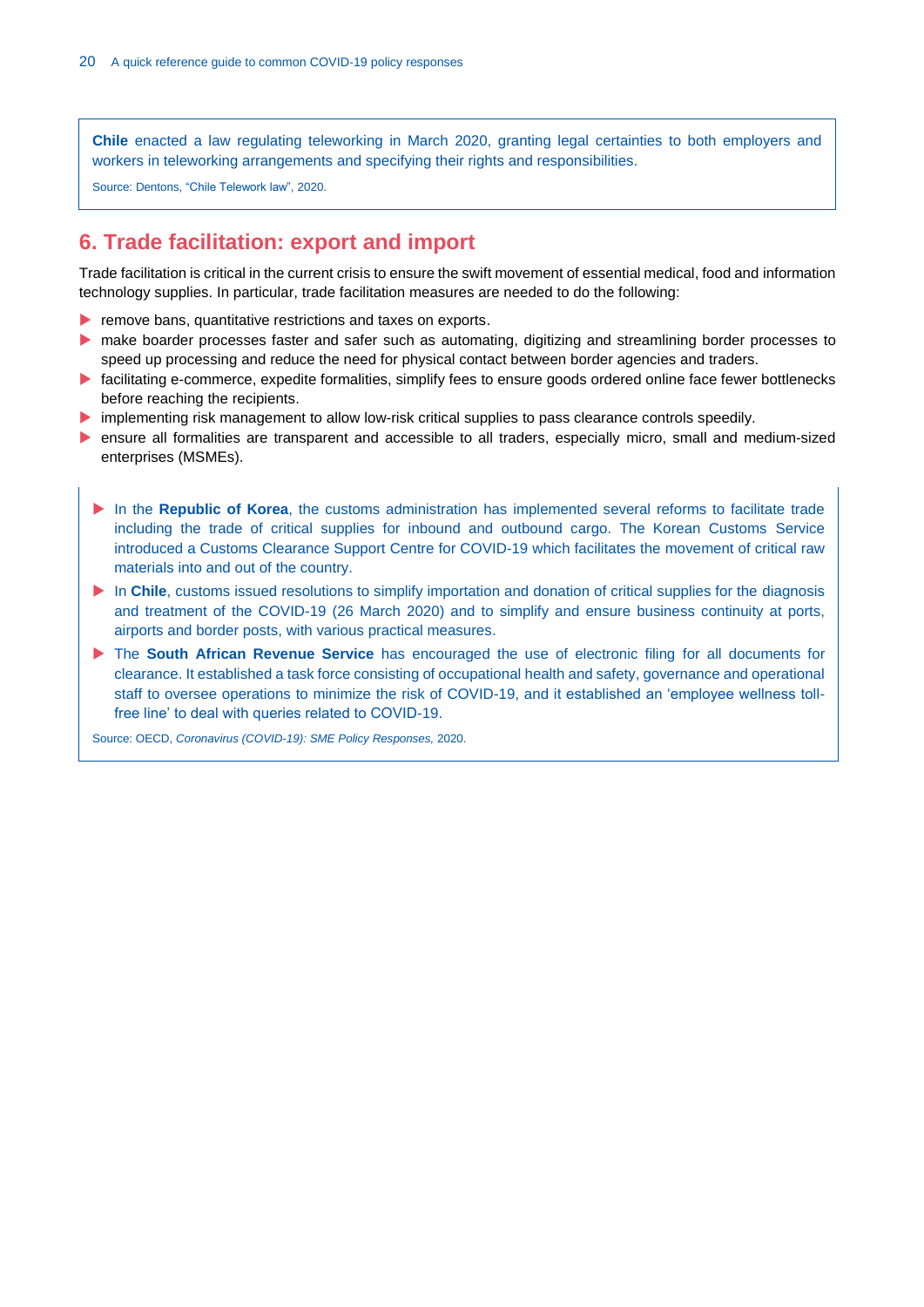**Chile** enacted a law regulating teleworking in March 2020, granting legal certainties to both employers and workers in teleworking arrangements and specifying their rights and responsibilities.

Source: Dentons, “Chile Telework law”, 2020.

## 6. Trade facilitation: export and import

Trade facilitation is critical in the current crisis to ensure the swift movement of essential medical, food and information technology supplies. In particular, trade facilitation measures are needed to do the following:

- remove bans, quantitative restrictions and taxes on exports.
- make boarder processes faster and safer such as automating, digitizing and streamlining border processes to speed up processing and reduce the need for physical contact between border agencies and traders.
- facilitating e-commerce, expedite formalities, simplify fees to ensure goods ordered online face fewer bottlenecks before reaching the recipients.
- implementing risk management to allow low-risk critical supplies to pass clearance controls speedily.
- ensure all formalities are transparent and accessible to all traders, especially micro, small and medium-sized enterprises (MSMEs).

- In the **Republic of Korea**, the customs administration has implemented several reforms to facilitate trade including the trade of critical supplies for inbound and outbound cargo. The Korean Customs Service introduced a Customs Clearance Support Centre for COVID-19 which facilitates the movement of critical raw materials into and out of the country.
- In **Chile**, customs issued resolutions to simplify importation and donation of critical supplies for the diagnosis and treatment of the COVID-19 (26 March 2020) and to simplify and ensure business continuity at ports, airports and border posts, with various practical measures.
- The **South African Revenue Service** has encouraged the use of electronic filing for all documents for clearance. It established a task force consisting of occupational health and safety, governance and operational staff to oversee operations to minimize the risk of COVID-19, and it established an ‘employee wellness toll-free line’ to deal with queries related to COVID-19.

Source: OECD, *Coronavirus (COVID-19): SME Policy Responses,* 2020.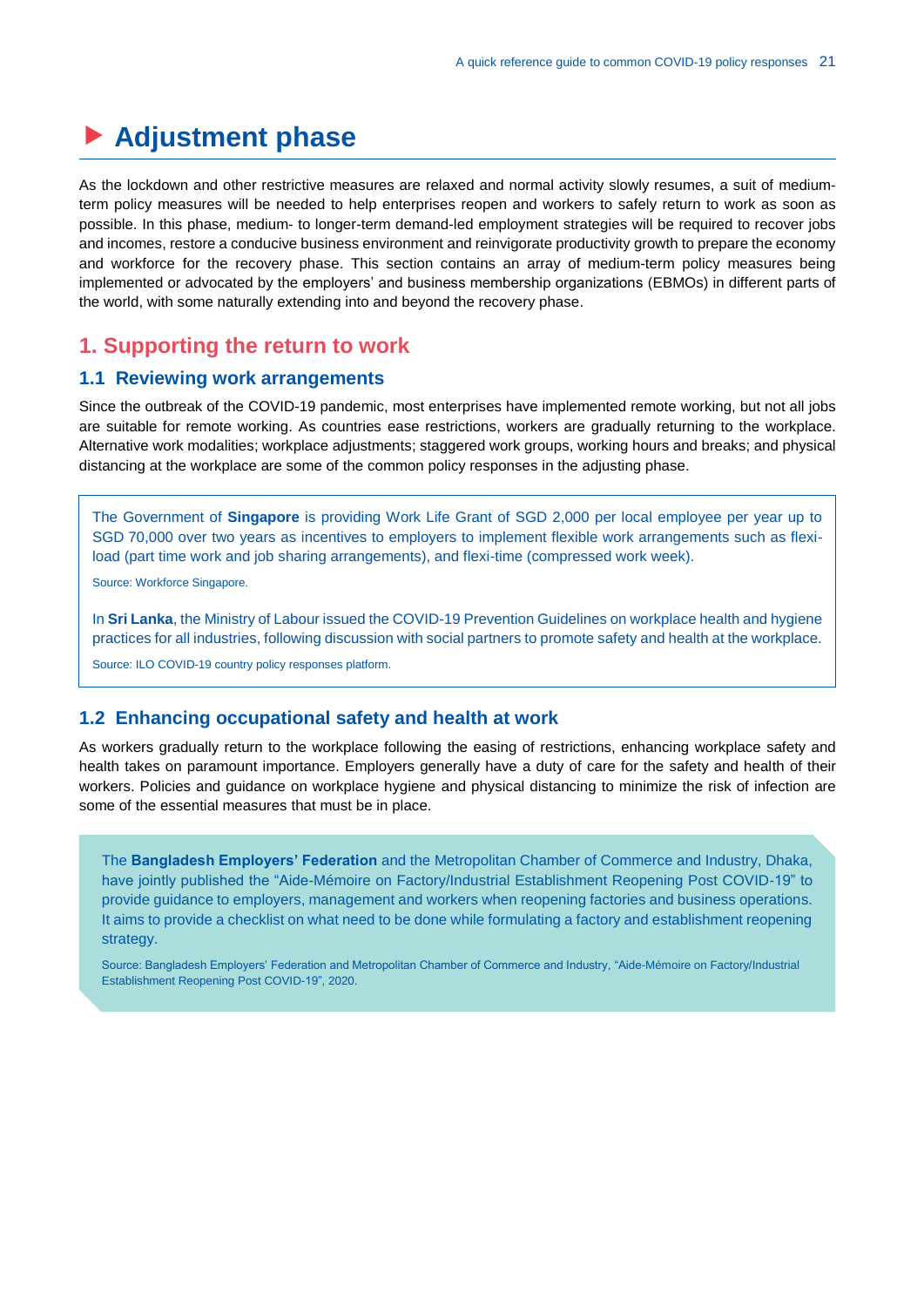# Adjustment phase

As the lockdown and other restrictive measures are relaxed and normal activity slowly resumes, a suit of medium-term policy measures will be needed to help enterprises reopen and workers to safely return to work as soon as possible. In this phase, medium- to longer-term demand-led employment strategies will be required to recover jobs and incomes, restore a conducive business environment and reinvigorate productivity growth to prepare the economy and workforce for the recovery phase. This section contains an array of medium-term policy measures being implemented or advocated by the employers' and business membership organizations (EBMOs) in different parts of the world, with some naturally extending into and beyond the recovery phase.

## 1. Supporting the return to work

### 1.1 Reviewing work arrangements

Since the outbreak of the COVID-19 pandemic, most enterprises have implemented remote working, but not all jobs are suitable for remote working. As countries ease restrictions, workers are gradually returning to the workplace. Alternative work modalities; workplace adjustments; staggered work groups, working hours and breaks; and physical distancing at the workplace are some of the common policy responses in the adjusting phase.

The Government of **Singapore** is providing Work Life Grant of SGD 2,000 per local employee per year up to SGD 70,000 over two years as incentives to employers to implement flexible work arrangements such as flexi-load (part time work and job sharing arrangements), and flexi-time (compressed work week).

Source: Workforce Singapore.

In **Sri Lanka**, the Ministry of Labour issued the COVID-19 Prevention Guidelines on workplace health and hygiene practices for all industries, following discussion with social partners to promote safety and health at the workplace.

Source: ILO COVID-19 country policy responses platform.

### 1.2 Enhancing occupational safety and health at work

As workers gradually return to the workplace following the easing of restrictions, enhancing workplace safety and health takes on paramount importance. Employers generally have a duty of care for the safety and health of their workers. Policies and guidance on workplace hygiene and physical distancing to minimize the risk of infection are some of the essential measures that must be in place.

The **Bangladesh Employers' Federation** and the Metropolitan Chamber of Commerce and Industry, Dhaka, have jointly published the "Aide-Mémoire on Factory/Industrial Establishment Reopening Post COVID-19" to provide guidance to employers, management and workers when reopening factories and business operations. It aims to provide a checklist on what need to be done while formulating a factory and establishment reopening strategy.

Source: Bangladesh Employers' Federation and Metropolitan Chamber of Commerce and Industry, "Aide-Mémoire on Factory/Industrial Establishment Reopening Post COVID-19", 2020.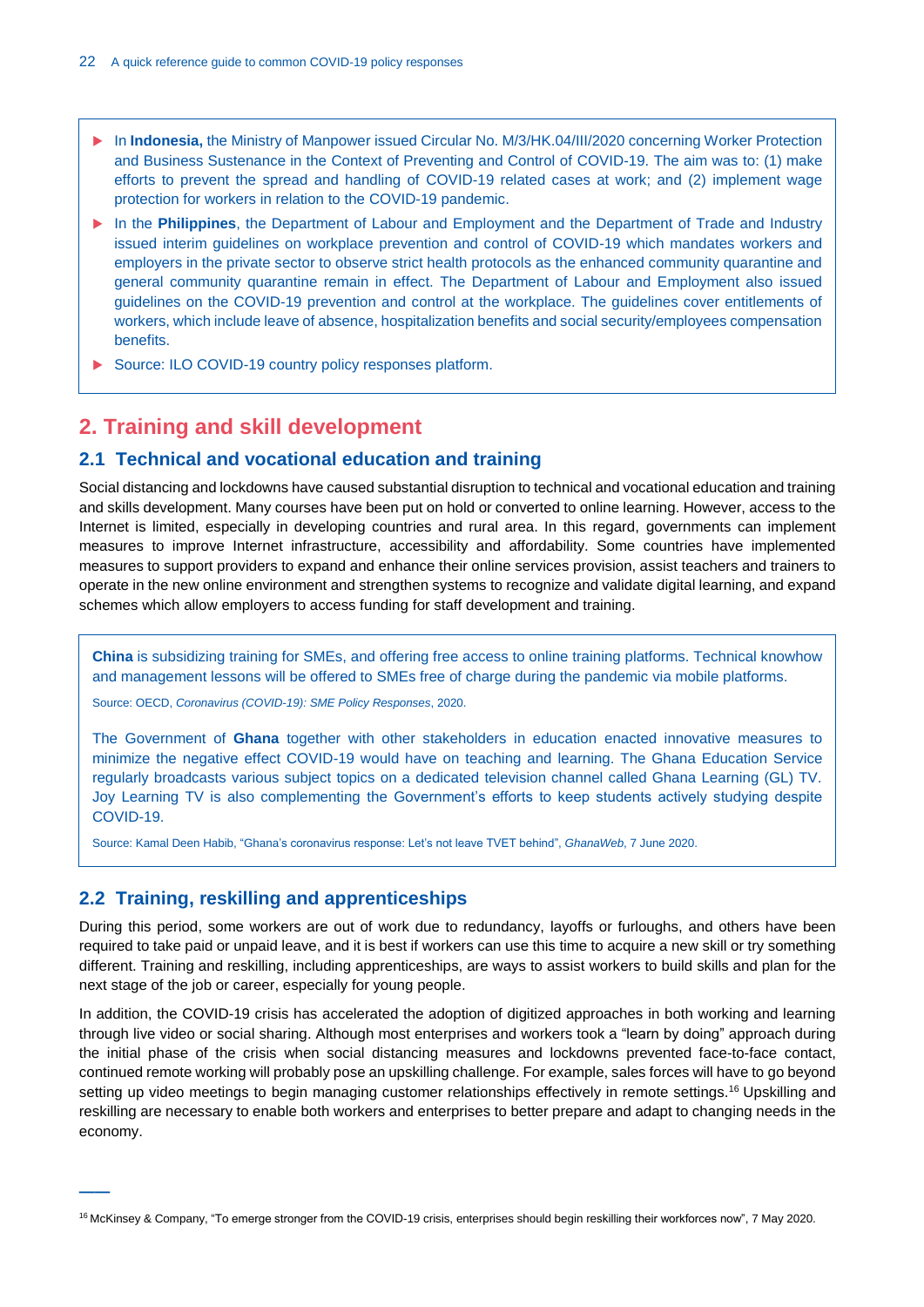- In **Indonesia,** the Ministry of Manpower issued Circular No. M/3/HK.04/III/2020 concerning Worker Protection and Business Sustenance in the Context of Preventing and Control of COVID-19. The aim was to: (1) make efforts to prevent the spread and handling of COVID-19 related cases at work; and (2) implement wage protection for workers in relation to the COVID-19 pandemic.
- In the **Philippines**, the Department of Labour and Employment and the Department of Trade and Industry issued interim guidelines on workplace prevention and control of COVID-19 which mandates workers and employers in the private sector to observe strict health protocols as the enhanced community quarantine and general community quarantine remain in effect. The Department of Labour and Employment also issued guidelines on the COVID-19 prevention and control at the workplace. The guidelines cover entitlements of workers, which include leave of absence, hospitalization benefits and social security/employees compensation benefits.
- Source: ILO COVID-19 country policy responses platform.

## 2. Training and skill development

### 2.1 Technical and vocational education and training

Social distancing and lockdowns have caused substantial disruption to technical and vocational education and training and skills development. Many courses have been put on hold or converted to online learning. However, access to the Internet is limited, especially in developing countries and rural area. In this regard, governments can implement measures to improve Internet infrastructure, accessibility and affordability. Some countries have implemented measures to support providers to expand and enhance their online services provision, assist teachers and trainers to operate in the new online environment and strengthen systems to recognize and validate digital learning, and expand schemes which allow employers to access funding for staff development and training.

**China** is subsidizing training for SMEs, and offering free access to online training platforms. Technical knowhow and management lessons will be offered to SMEs free of charge during the pandemic via mobile platforms.

Source: OECD, *Coronavirus (COVID-19): SME Policy Responses*, 2020.

The Government of **Ghana** together with other stakeholders in education enacted innovative measures to minimize the negative effect COVID-19 would have on teaching and learning. The Ghana Education Service regularly broadcasts various subject topics on a dedicated television channel called Ghana Learning (GL) TV. Joy Learning TV is also complementing the Government's efforts to keep students actively studying despite COVID-19.

Source: Kamal Deen Habib, "Ghana's coronavirus response: Let's not leave TVET behind", *GhanaWeb*, 7 June 2020.

### 2.2 Training, reskilling and apprenticeships

During this period, some workers are out of work due to redundancy, layoffs or furloughs, and others have been required to take paid or unpaid leave, and it is best if workers can use this time to acquire a new skill or try something different. Training and reskilling, including apprenticeships, are ways to assist workers to build skills and plan for the next stage of the job or career, especially for young people.

In addition, the COVID-19 crisis has accelerated the adoption of digitized approaches in both working and learning through live video or social sharing. Although most enterprises and workers took a "learn by doing" approach during the initial phase of the crisis when social distancing measures and lockdowns prevented face-to-face contact, continued remote working will probably pose an upskilling challenge. For example, sales forces will have to go beyond setting up video meetings to begin managing customer relationships effectively in remote settings.[16] Upskilling and reskilling are necessary to enable both workers and enterprises to better prepare and adapt to changing needs in the economy.

[16] McKinsey & Company, "To emerge stronger from the COVID-19 crisis, enterprises should begin reskilling their workforces now", 7 May 2020.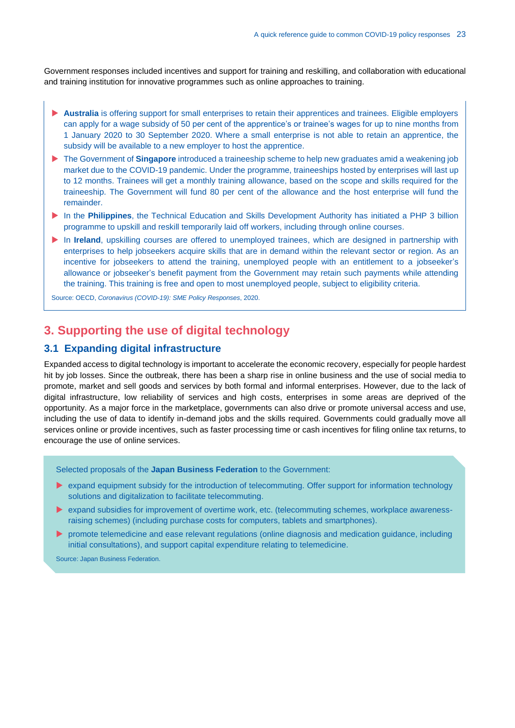Government responses included incentives and support for training and reskilling, and collaboration with educational and training institution for innovative programmes such as online approaches to training.

- **Australia** is offering support for small enterprises to retain their apprentices and trainees. Eligible employers can apply for a wage subsidy of 50 per cent of the apprentice's or trainee's wages for up to nine months from 1 January 2020 to 30 September 2020. Where a small enterprise is not able to retain an apprentice, the subsidy will be available to a new employer to host the apprentice.
- The Government of **Singapore** introduced a traineeship scheme to help new graduates amid a weakening job market due to the COVID-19 pandemic. Under the programme, traineeships hosted by enterprises will last up to 12 months. Trainees will get a monthly training allowance, based on the scope and skills required for the traineeship. The Government will fund 80 per cent of the allowance and the host enterprise will fund the remainder.
- In the **Philippines**, the Technical Education and Skills Development Authority has initiated a PHP 3 billion programme to upskill and reskill temporarily laid off workers, including through online courses.
- In **Ireland**, upskilling courses are offered to unemployed trainees, which are designed in partnership with enterprises to help jobseekers acquire skills that are in demand within the relevant sector or region. As an incentive for jobseekers to attend the training, unemployed people with an entitlement to a jobseeker's allowance or jobseeker's benefit payment from the Government may retain such payments while attending the training. This training is free and open to most unemployed people, subject to eligibility criteria.

Source: OECD, *Coronavirus (COVID-19): SME Policy Responses*, 2020.

## 3. Supporting the use of digital technology

### 3.1 Expanding digital infrastructure

Expanded access to digital technology is important to accelerate the economic recovery, especially for people hardest hit by job losses. Since the outbreak, there has been a sharp rise in online business and the use of social media to promote, market and sell goods and services by both formal and informal enterprises. However, due to the lack of digital infrastructure, low reliability of services and high costs, enterprises in some areas are deprived of the opportunity. As a major force in the marketplace, governments can also drive or promote universal access and use, including the use of data to identify in-demand jobs and the skills required. Governments could gradually move all services online or provide incentives, such as faster processing time or cash incentives for filing online tax returns, to encourage the use of online services.

Selected proposals of the **Japan Business Federation** to the Government:

- expand equipment subsidy for the introduction of telecommuting. Offer support for information technology solutions and digitalization to facilitate telecommuting.
- expand subsidies for improvement of overtime work, etc. (telecommuting schemes, workplace awareness-raising schemes) (including purchase costs for computers, tablets and smartphones).
- promote telemedicine and ease relevant regulations (online diagnosis and medication guidance, including initial consultations), and support capital expenditure relating to telemedicine.

Source: Japan Business Federation.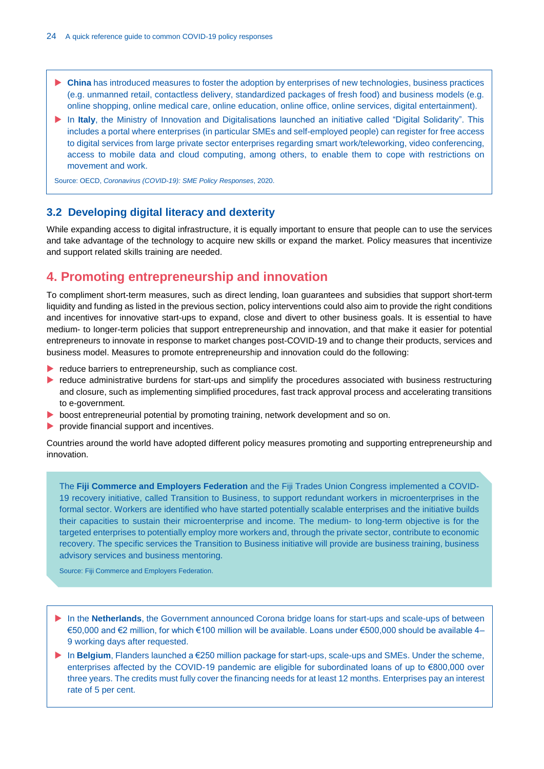- **China** has introduced measures to foster the adoption by enterprises of new technologies, business practices (e.g. unmanned retail, contactless delivery, standardized packages of fresh food) and business models (e.g. online shopping, online medical care, online education, online office, online services, digital entertainment).
- In **Italy**, the Ministry of Innovation and Digitalisations launched an initiative called "Digital Solidarity". This includes a portal where enterprises (in particular SMEs and self-employed people) can register for free access to digital services from large private sector enterprises regarding smart work/teleworking, video conferencing, access to mobile data and cloud computing, among others, to enable them to cope with restrictions on movement and work.

Source: OECD, *Coronavirus (COVID-19): SME Policy Responses*, 2020.

### 3.2 Developing digital literacy and dexterity

While expanding access to digital infrastructure, it is equally important to ensure that people can to use the services and take advantage of the technology to acquire new skills or expand the market. Policy measures that incentivize and support related skills training are needed.

## 4. Promoting entrepreneurship and innovation

To compliment short-term measures, such as direct lending, loan guarantees and subsidies that support short-term liquidity and funding as listed in the previous section, policy interventions could also aim to provide the right conditions and incentives for innovative start-ups to expand, close and divert to other business goals. It is essential to have medium- to longer-term policies that support entrepreneurship and innovation, and that make it easier for potential entrepreneurs to innovate in response to market changes post-COVID-19 and to change their products, services and business model. Measures to promote entrepreneurship and innovation could do the following:

- reduce barriers to entrepreneurship, such as compliance cost.
- reduce administrative burdens for start-ups and simplify the procedures associated with business restructuring and closure, such as implementing simplified procedures, fast track approval process and accelerating transitions to e-government.
- boost entrepreneurial potential by promoting training, network development and so on.
- provide financial support and incentives.

Countries around the world have adopted different policy measures promoting and supporting entrepreneurship and innovation.

The **Fiji Commerce and Employers Federation** and the Fiji Trades Union Congress implemented a COVID-19 recovery initiative, called Transition to Business, to support redundant workers in microenterprises in the formal sector. Workers are identified who have started potentially scalable enterprises and the initiative builds their capacities to sustain their microenterprise and income. The medium- to long-term objective is for the targeted enterprises to potentially employ more workers and, through the private sector, contribute to economic recovery. The specific services the Transition to Business initiative will provide are business training, business advisory services and business mentoring.

Source: Fiji Commerce and Employers Federation.

- In the **Netherlands**, the Government announced Corona bridge loans for start-ups and scale-ups of between €50,000 and €2 million, for which €100 million will be available. Loans under €500,000 should be available 4–9 working days after requested.
- In **Belgium**, Flanders launched a €250 million package for start-ups, scale-ups and SMEs. Under the scheme, enterprises affected by the COVID-19 pandemic are eligible for subordinated loans of up to €800,000 over three years. The credits must fully cover the financing needs for at least 12 months. Enterprises pay an interest rate of 5 per cent.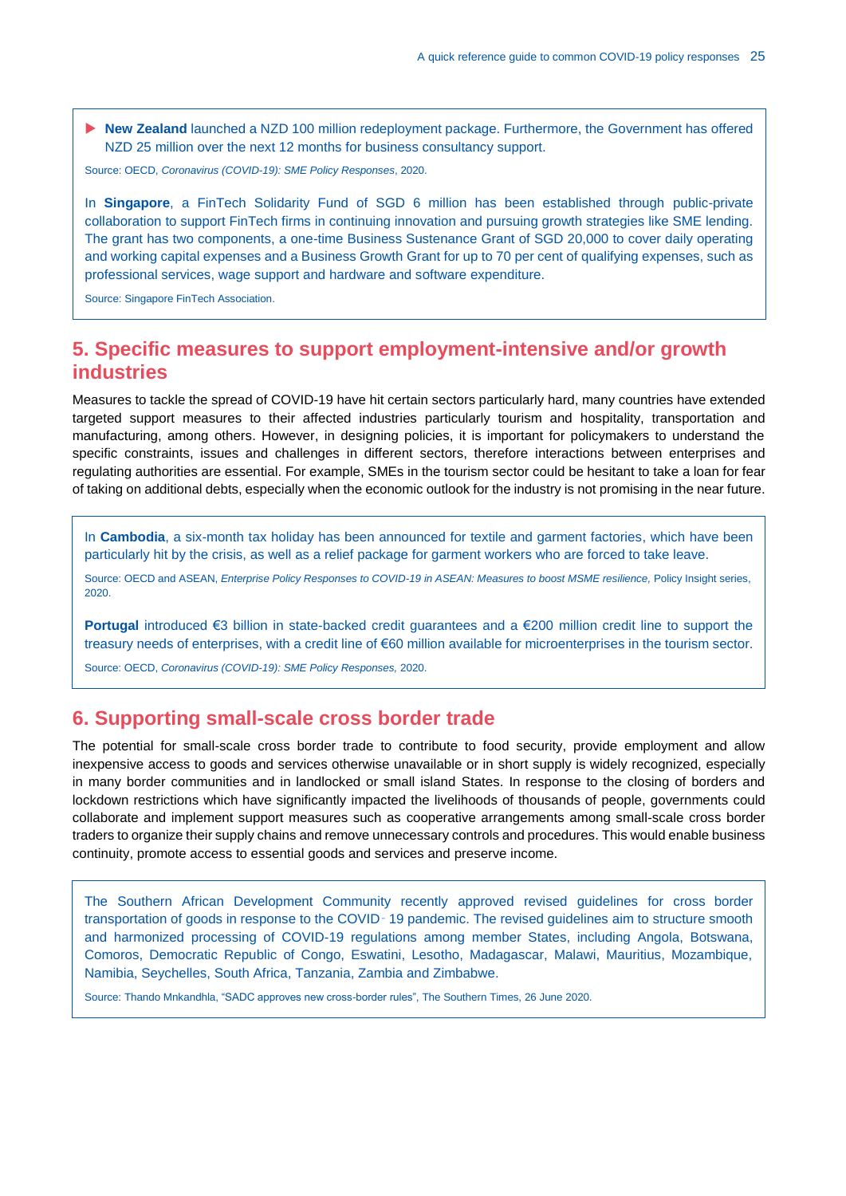- **New Zealand** launched a NZD 100 million redeployment package. Furthermore, the Government has offered NZD 25 million over the next 12 months for business consultancy support.

Source: OECD, *Coronavirus (COVID-19): SME Policy Responses*, 2020.

In **Singapore**, a FinTech Solidarity Fund of SGD 6 million has been established through public-private collaboration to support FinTech firms in continuing innovation and pursuing growth strategies like SME lending. The grant has two components, a one-time Business Sustenance Grant of SGD 20,000 to cover daily operating and working capital expenses and a Business Growth Grant for up to 70 per cent of qualifying expenses, such as professional services, wage support and hardware and software expenditure.

Source: Singapore FinTech Association.

## 5. Specific measures to support employment-intensive and/or growth industries

Measures to tackle the spread of COVID-19 have hit certain sectors particularly hard, many countries have extended targeted support measures to their affected industries particularly tourism and hospitality, transportation and manufacturing, among others. However, in designing policies, it is important for policymakers to understand the specific constraints, issues and challenges in different sectors, therefore interactions between enterprises and regulating authorities are essential. For example, SMEs in the tourism sector could be hesitant to take a loan for fear of taking on additional debts, especially when the economic outlook for the industry is not promising in the near future.

In **Cambodia**, a six-month tax holiday has been announced for textile and garment factories, which have been particularly hit by the crisis, as well as a relief package for garment workers who are forced to take leave.

Source: OECD and ASEAN, *Enterprise Policy Responses to COVID-19 in ASEAN: Measures to boost MSME resilience,* Policy Insight series, 2020.

**Portugal** introduced €3 billion in state-backed credit guarantees and a €200 million credit line to support the treasury needs of enterprises, with a credit line of €60 million available for microenterprises in the tourism sector.

Source: OECD, *Coronavirus (COVID-19): SME Policy Responses,* 2020.

## 6. Supporting small-scale cross border trade

The potential for small-scale cross border trade to contribute to food security, provide employment and allow inexpensive access to goods and services otherwise unavailable or in short supply is widely recognized, especially in many border communities and in landlocked or small island States. In response to the closing of borders and lockdown restrictions which have significantly impacted the livelihoods of thousands of people, governments could collaborate and implement support measures such as cooperative arrangements among small-scale cross border traders to organize their supply chains and remove unnecessary controls and procedures. This would enable business continuity, promote access to essential goods and services and preserve income.

The Southern African Development Community recently approved revised guidelines for cross border transportation of goods in response to the COVID‑19 pandemic. The revised guidelines aim to structure smooth and harmonized processing of COVID-19 regulations among member States, including Angola, Botswana, Comoros, Democratic Republic of Congo, Eswatini, Lesotho, Madagascar, Malawi, Mauritius, Mozambique, Namibia, Seychelles, South Africa, Tanzania, Zambia and Zimbabwe.

Source: Thando Mnkandhla, "SADC approves new cross-border rules", The Southern Times, 26 June 2020.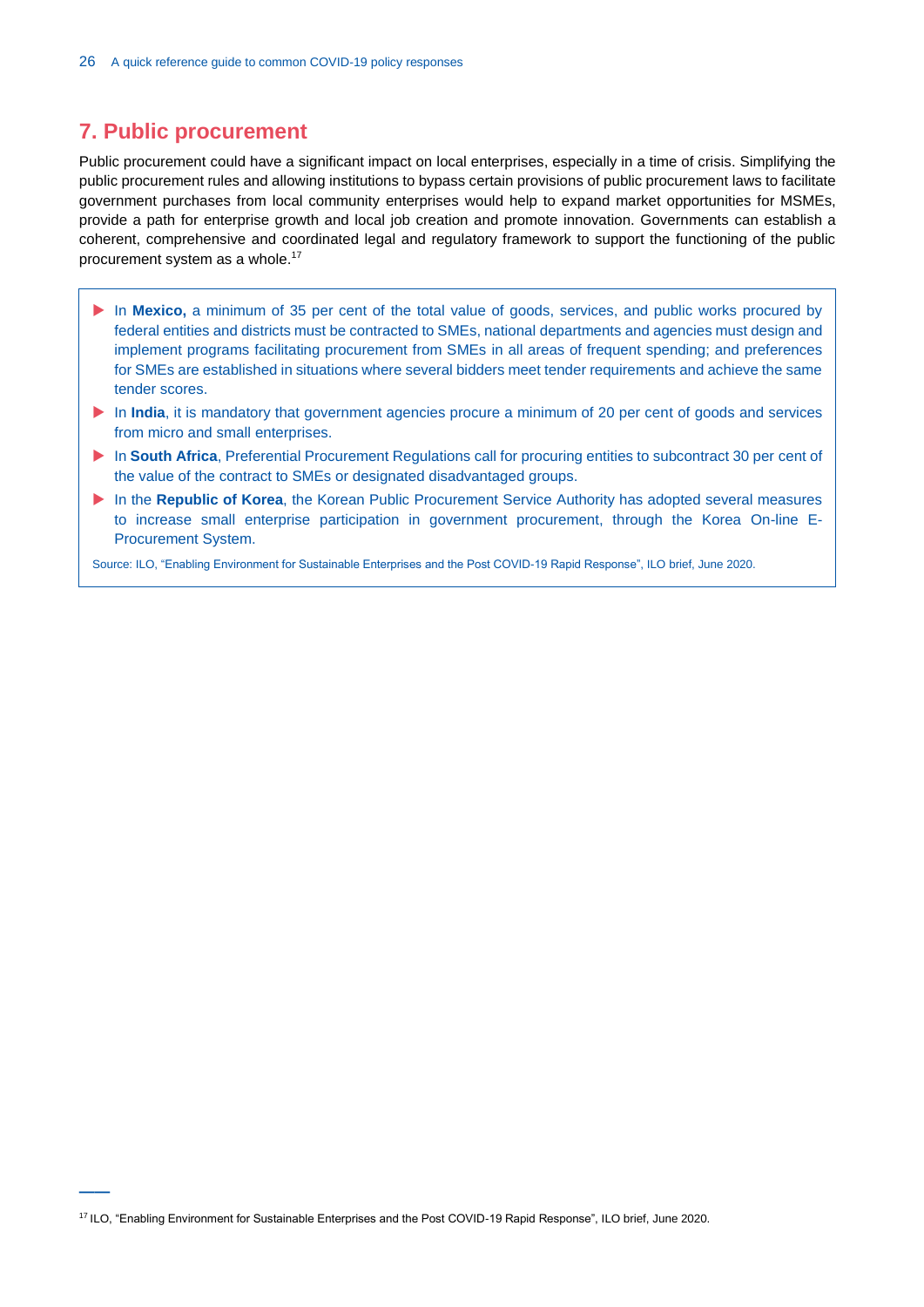## 7. Public procurement

Public procurement could have a significant impact on local enterprises, especially in a time of crisis. Simplifying the public procurement rules and allowing institutions to bypass certain provisions of public procurement laws to facilitate government purchases from local community enterprises would help to expand market opportunities for MSMEs, provide a path for enterprise growth and local job creation and promote innovation. Governments can establish a coherent, comprehensive and coordinated legal and regulatory framework to support the functioning of the public procurement system as a whole.[17]

- In **Mexico,** a minimum of 35 per cent of the total value of goods, services, and public works procured by federal entities and districts must be contracted to SMEs, national departments and agencies must design and implement programs facilitating procurement from SMEs in all areas of frequent spending; and preferences for SMEs are established in situations where several bidders meet tender requirements and achieve the same tender scores.
- In **India**, it is mandatory that government agencies procure a minimum of 20 per cent of goods and services from micro and small enterprises.
- In **South Africa**, Preferential Procurement Regulations call for procuring entities to subcontract 30 per cent of the value of the contract to SMEs or designated disadvantaged groups.
- In the **Republic of Korea**, the Korean Public Procurement Service Authority has adopted several measures to increase small enterprise participation in government procurement, through the Korea On-line E-Procurement System.

Source: ILO, "Enabling Environment for Sustainable Enterprises and the Post COVID-19 Rapid Response", ILO brief, June 2020.

[17] ILO, "Enabling Environment for Sustainable Enterprises and the Post COVID-19 Rapid Response", ILO brief, June 2020.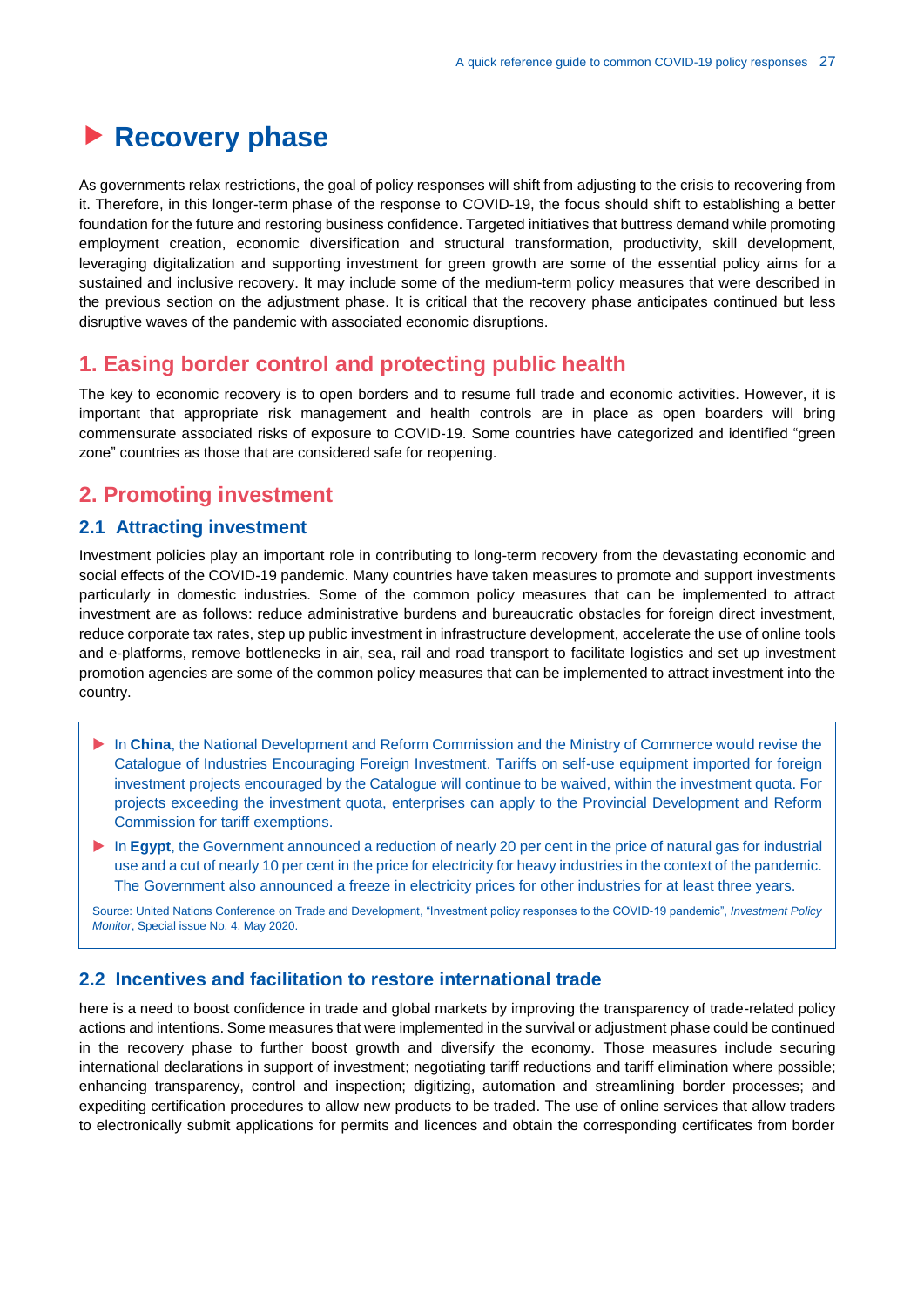# ▶ Recovery phase

As governments relax restrictions, the goal of policy responses will shift from adjusting to the crisis to recovering from it. Therefore, in this longer-term phase of the response to COVID-19, the focus should shift to establishing a better foundation for the future and restoring business confidence. Targeted initiatives that buttress demand while promoting employment creation, economic diversification and structural transformation, productivity, skill development, leveraging digitalization and supporting investment for green growth are some of the essential policy aims for a sustained and inclusive recovery. It may include some of the medium-term policy measures that were described in the previous section on the adjustment phase. It is critical that the recovery phase anticipates continued but less disruptive waves of the pandemic with associated economic disruptions.

## 1. Easing border control and protecting public health

The key to economic recovery is to open borders and to resume full trade and economic activities. However, it is important that appropriate risk management and health controls are in place as open boarders will bring commensurate associated risks of exposure to COVID-19. Some countries have categorized and identified "green zone" countries as those that are considered safe for reopening.

## 2. Promoting investment

### 2.1 Attracting investment

Investment policies play an important role in contributing to long-term recovery from the devastating economic and social effects of the COVID-19 pandemic. Many countries have taken measures to promote and support investments particularly in domestic industries. Some of the common policy measures that can be implemented to attract investment are as follows: reduce administrative burdens and bureaucratic obstacles for foreign direct investment, reduce corporate tax rates, step up public investment in infrastructure development, accelerate the use of online tools and e-platforms, remove bottlenecks in air, sea, rail and road transport to facilitate logistics and set up investment promotion agencies are some of the common policy measures that can be implemented to attract investment into the country.

- In **China**, the National Development and Reform Commission and the Ministry of Commerce would revise the Catalogue of Industries Encouraging Foreign Investment. Tariffs on self-use equipment imported for foreign investment projects encouraged by the Catalogue will continue to be waived, within the investment quota. For projects exceeding the investment quota, enterprises can apply to the Provincial Development and Reform Commission for tariff exemptions.
- In **Egypt**, the Government announced a reduction of nearly 20 per cent in the price of natural gas for industrial use and a cut of nearly 10 per cent in the price for electricity for heavy industries in the context of the pandemic. The Government also announced a freeze in electricity prices for other industries for at least three years.

Source: United Nations Conference on Trade and Development, "Investment policy responses to the COVID-19 pandemic", *Investment Policy Monitor*, Special issue No. 4, May 2020.

### 2.2 Incentives and facilitation to restore international trade

here is a need to boost confidence in trade and global markets by improving the transparency of trade-related policy actions and intentions. Some measures that were implemented in the survival or adjustment phase could be continued in the recovery phase to further boost growth and diversify the economy. Those measures include securing international declarations in support of investment; negotiating tariff reductions and tariff elimination where possible; enhancing transparency, control and inspection; digitizing, automation and streamlining border processes; and expediting certification procedures to allow new products to be traded. The use of online services that allow traders to electronically submit applications for permits and licences and obtain the corresponding certificates from border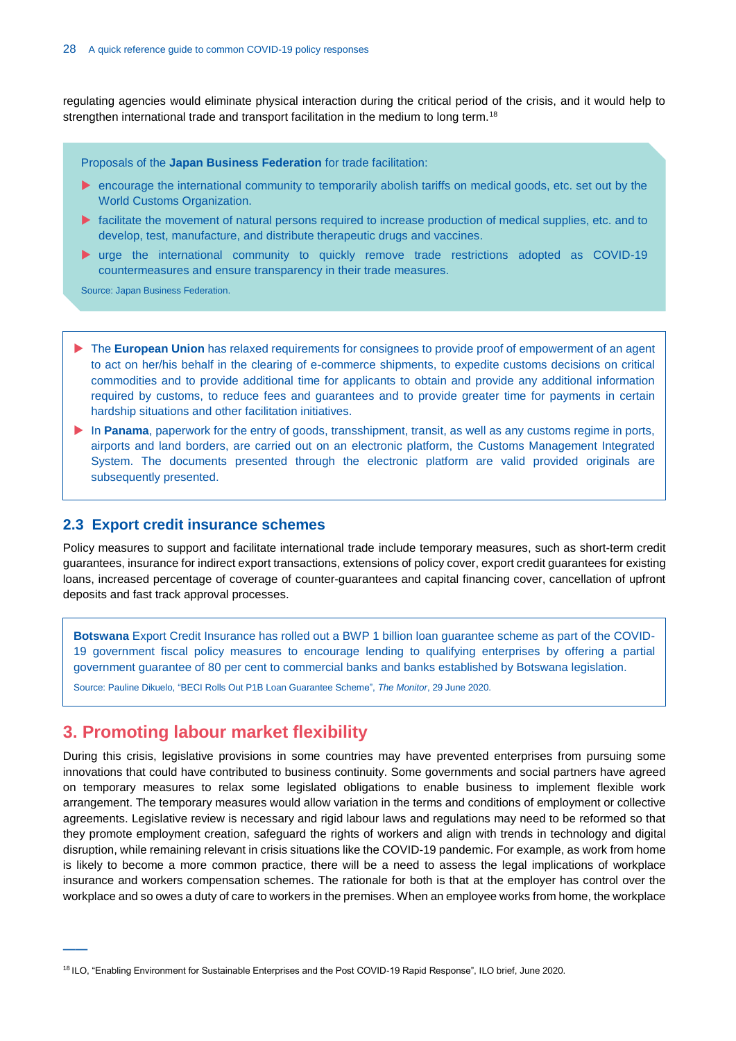regulating agencies would eliminate physical interaction during the critical period of the crisis, and it would help to strengthen international trade and transport facilitation in the medium to long term.[18]

> Proposals of the **Japan Business Federation** for trade facilitation:
>
> - encourage the international community to temporarily abolish tariffs on medical goods, etc. set out by the World Customs Organization.
> - facilitate the movement of natural persons required to increase production of medical supplies, etc. and to develop, test, manufacture, and distribute therapeutic drugs and vaccines.
> - urge the international community to quickly remove trade restrictions adopted as COVID-19 countermeasures and ensure transparency in their trade measures.
>
> Source: Japan Business Federation.

> - The **European Union** has relaxed requirements for consignees to provide proof of empowerment of an agent to act on her/his behalf in the clearing of e-commerce shipments, to expedite customs decisions on critical commodities and to provide additional time for applicants to obtain and provide any additional information required by customs, to reduce fees and guarantees and to provide greater time for payments in certain hardship situations and other facilitation initiatives.
> - In **Panama**, paperwork for the entry of goods, transshipment, transit, as well as any customs regime in ports, airports and land borders, are carried out on an electronic platform, the Customs Management Integrated System. The documents presented through the electronic platform are valid provided originals are subsequently presented.

### 2.3 Export credit insurance schemes

Policy measures to support and facilitate international trade include temporary measures, such as short-term credit guarantees, insurance for indirect export transactions, extensions of policy cover, export credit guarantees for existing loans, increased percentage of coverage of counter-guarantees and capital financing cover, cancellation of upfront deposits and fast track approval processes.

> **Botswana** Export Credit Insurance has rolled out a BWP 1 billion loan guarantee scheme as part of the COVID-19 government fiscal policy measures to encourage lending to qualifying enterprises by offering a partial government guarantee of 80 per cent to commercial banks and banks established by Botswana legislation.
>
> Source: Pauline Dikuelo, "BECI Rolls Out P1B Loan Guarantee Scheme", *The Monitor*, 29 June 2020.

## 3. Promoting labour market flexibility

During this crisis, legislative provisions in some countries may have prevented enterprises from pursuing some innovations that could have contributed to business continuity. Some governments and social partners have agreed on temporary measures to relax some legislated obligations to enable business to implement flexible work arrangement. The temporary measures would allow variation in the terms and conditions of employment or collective agreements. Legislative review is necessary and rigid labour laws and regulations may need to be reformed so that they promote employment creation, safeguard the rights of workers and align with trends in technology and digital disruption, while remaining relevant in crisis situations like the COVID-19 pandemic. For example, as work from home is likely to become a more common practice, there will be a need to assess the legal implications of workplace insurance and workers compensation schemes. The rationale for both is that at the employer has control over the workplace and so owes a duty of care to workers in the premises. When an employee works from home, the workplace

---

[18] ILO, "Enabling Environment for Sustainable Enterprises and the Post COVID-19 Rapid Response", ILO brief, June 2020.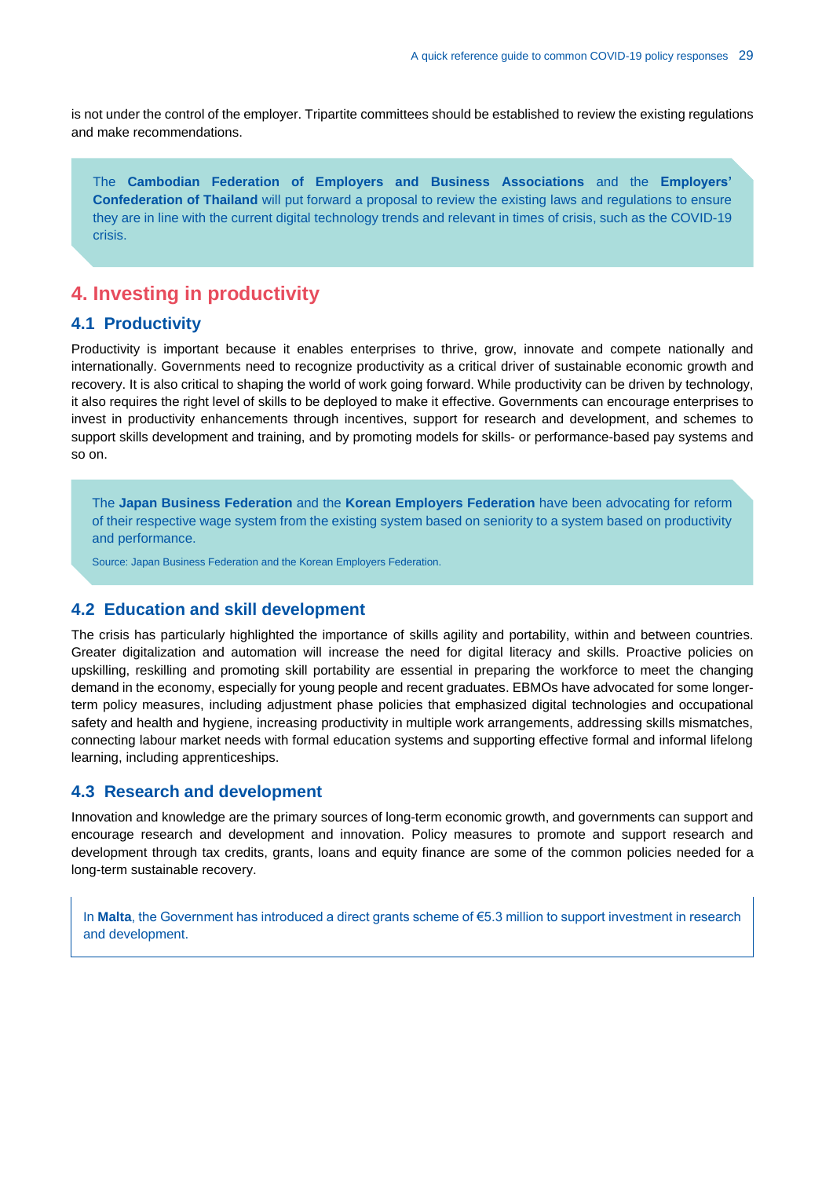is not under the control of the employer. Tripartite committees should be established to review the existing regulations and make recommendations.

> The **Cambodian Federation of Employers and Business Associations** and the **Employers' Confederation of Thailand** will put forward a proposal to review the existing laws and regulations to ensure they are in line with the current digital technology trends and relevant in times of crisis, such as the COVID-19 crisis.

## 4. Investing in productivity

### 4.1 Productivity

Productivity is important because it enables enterprises to thrive, grow, innovate and compete nationally and internationally. Governments need to recognize productivity as a critical driver of sustainable economic growth and recovery. It is also critical to shaping the world of work going forward. While productivity can be driven by technology, it also requires the right level of skills to be deployed to make it effective. Governments can encourage enterprises to invest in productivity enhancements through incentives, support for research and development, and schemes to support skills development and training, and by promoting models for skills- or performance-based pay systems and so on.

> The **Japan Business Federation** and the **Korean Employers Federation** have been advocating for reform of their respective wage system from the existing system based on seniority to a system based on productivity and performance.
>
> Source: Japan Business Federation and the Korean Employers Federation.

### 4.2 Education and skill development

The crisis has particularly highlighted the importance of skills agility and portability, within and between countries. Greater digitalization and automation will increase the need for digital literacy and skills. Proactive policies on upskilling, reskilling and promoting skill portability are essential in preparing the workforce to meet the changing demand in the economy, especially for young people and recent graduates. EBMOs have advocated for some longer-term policy measures, including adjustment phase policies that emphasized digital technologies and occupational safety and health and hygiene, increasing productivity in multiple work arrangements, addressing skills mismatches, connecting labour market needs with formal education systems and supporting effective formal and informal lifelong learning, including apprenticeships.

### 4.3 Research and development

Innovation and knowledge are the primary sources of long-term economic growth, and governments can support and encourage research and development and innovation. Policy measures to promote and support research and development through tax credits, grants, loans and equity finance are some of the common policies needed for a long-term sustainable recovery.

> In **Malta**, the Government has introduced a direct grants scheme of €5.3 million to support investment in research and development.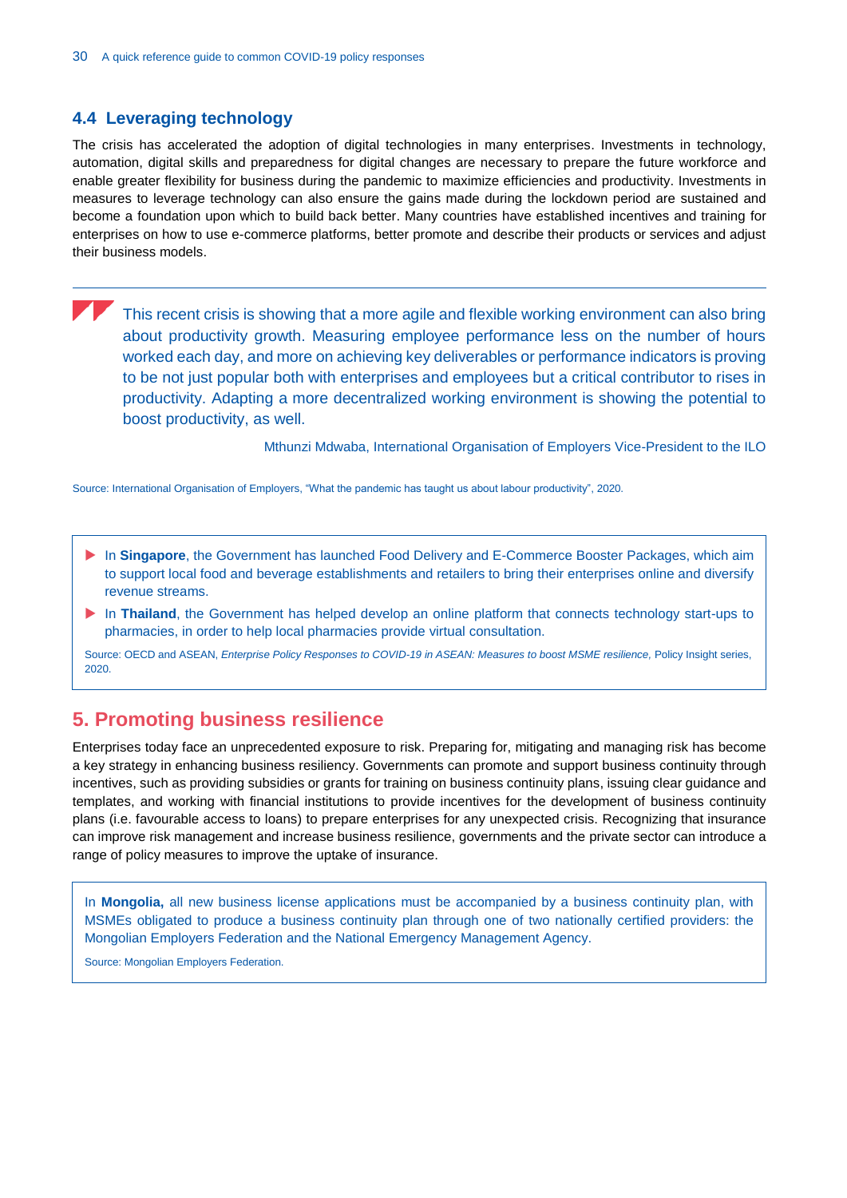### 4.4 Leveraging technology

The crisis has accelerated the adoption of digital technologies in many enterprises. Investments in technology, automation, digital skills and preparedness for digital changes are necessary to prepare the future workforce and enable greater flexibility for business during the pandemic to maximize efficiencies and productivity. Investments in measures to leverage technology can also ensure the gains made during the lockdown period are sustained and become a foundation upon which to build back better. Many countries have established incentives and training for enterprises on how to use e-commerce platforms, better promote and describe their products or services and adjust their business models.

---

> This recent crisis is showing that a more agile and flexible working environment can also bring about productivity growth. Measuring employee performance less on the number of hours worked each day, and more on achieving key deliverables or performance indicators is proving to be not just popular both with enterprises and employees but a critical contributor to rises in productivity. Adapting a more decentralized working environment is showing the potential to boost productivity, as well.
>
> Mthunzi Mdwaba, International Organisation of Employers Vice-President to the ILO

Source: International Organisation of Employers, "What the pandemic has taught us about labour productivity", 2020.

- In **Singapore**, the Government has launched Food Delivery and E-Commerce Booster Packages, which aim to support local food and beverage establishments and retailers to bring their enterprises online and diversify revenue streams.
- In **Thailand**, the Government has helped develop an online platform that connects technology start-ups to pharmacies, in order to help local pharmacies provide virtual consultation.

Source: OECD and ASEAN, *Enterprise Policy Responses to COVID-19 in ASEAN: Measures to boost MSME resilience,* Policy Insight series, 2020.

## 5. Promoting business resilience

Enterprises today face an unprecedented exposure to risk. Preparing for, mitigating and managing risk has become a key strategy in enhancing business resiliency. Governments can promote and support business continuity through incentives, such as providing subsidies or grants for training on business continuity plans, issuing clear guidance and templates, and working with financial institutions to provide incentives for the development of business continuity plans (i.e. favourable access to loans) to prepare enterprises for any unexpected crisis. Recognizing that insurance can improve risk management and increase business resilience, governments and the private sector can introduce a range of policy measures to improve the uptake of insurance.

In **Mongolia,** all new business license applications must be accompanied by a business continuity plan, with MSMEs obligated to produce a business continuity plan through one of two nationally certified providers: the Mongolian Employers Federation and the National Emergency Management Agency.

Source: Mongolian Employers Federation.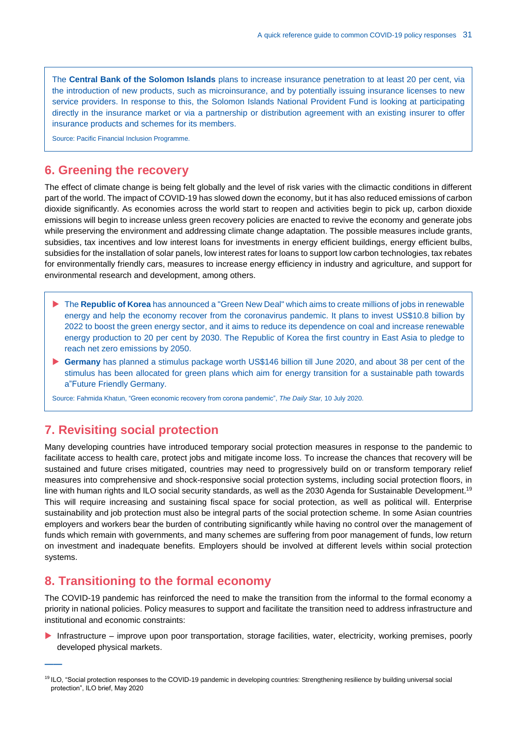The **Central Bank of the Solomon Islands** plans to increase insurance penetration to at least 20 per cent, via the introduction of new products, such as microinsurance, and by potentially issuing insurance licenses to new service providers. In response to this, the Solomon Islands National Provident Fund is looking at participating directly in the insurance market or via a partnership or distribution agreement with an existing insurer to offer insurance products and schemes for its members.

Source: Pacific Financial Inclusion Programme.

## 6. Greening the recovery

The effect of climate change is being felt globally and the level of risk varies with the climactic conditions in different part of the world. The impact of COVID-19 has slowed down the economy, but it has also reduced emissions of carbon dioxide significantly. As economies across the world start to reopen and activities begin to pick up, carbon dioxide emissions will begin to increase unless green recovery policies are enacted to revive the economy and generate jobs while preserving the environment and addressing climate change adaptation. The possible measures include grants, subsidies, tax incentives and low interest loans for investments in energy efficient buildings, energy efficient bulbs, subsidies for the installation of solar panels, low interest rates for loans to support low carbon technologies, tax rebates for environmentally friendly cars, measures to increase energy efficiency in industry and agriculture, and support for environmental research and development, among others.

- The **Republic of Korea** has announced a "Green New Deal" which aims to create millions of jobs in renewable energy and help the economy recover from the coronavirus pandemic. It plans to invest US$10.8 billion by 2022 to boost the green energy sector, and it aims to reduce its dependence on coal and increase renewable energy production to 20 per cent by 2030. The Republic of Korea the first country in East Asia to pledge to reach net zero emissions by 2050.
- **Germany** has planned a stimulus package worth US$146 billion till June 2020, and about 38 per cent of the stimulus has been allocated for green plans which aim for energy transition for a sustainable path towards a"Future Friendly Germany.

Source: Fahmida Khatun, "Green economic recovery from corona pandemic", *The Daily Star,* 10 July 2020.

## 7. Revisiting social protection

Many developing countries have introduced temporary social protection measures in response to the pandemic to facilitate access to health care, protect jobs and mitigate income loss. To increase the chances that recovery will be sustained and future crises mitigated, countries may need to progressively build on or transform temporary relief measures into comprehensive and shock-responsive social protection systems, including social protection floors, in line with human rights and ILO social security standards, as well as the 2030 Agenda for Sustainable Development.[19] This will require increasing and sustaining fiscal space for social protection, as well as political will. Enterprise sustainability and job protection must also be integral parts of the social protection scheme. In some Asian countries employers and workers bear the burden of contributing significantly while having no control over the management of funds which remain with governments, and many schemes are suffering from poor management of funds, low return on investment and inadequate benefits. Employers should be involved at different levels within social protection systems.

## 8. Transitioning to the formal economy

The COVID-19 pandemic has reinforced the need to make the transition from the informal to the formal economy a priority in national policies. Policy measures to support and facilitate the transition need to address infrastructure and institutional and economic constraints:

- Infrastructure – improve upon poor transportation, storage facilities, water, electricity, working premises, poorly developed physical markets.

[19] ILO, "Social protection responses to the COVID-19 pandemic in developing countries: Strengthening resilience by building universal social protection", ILO brief, May 2020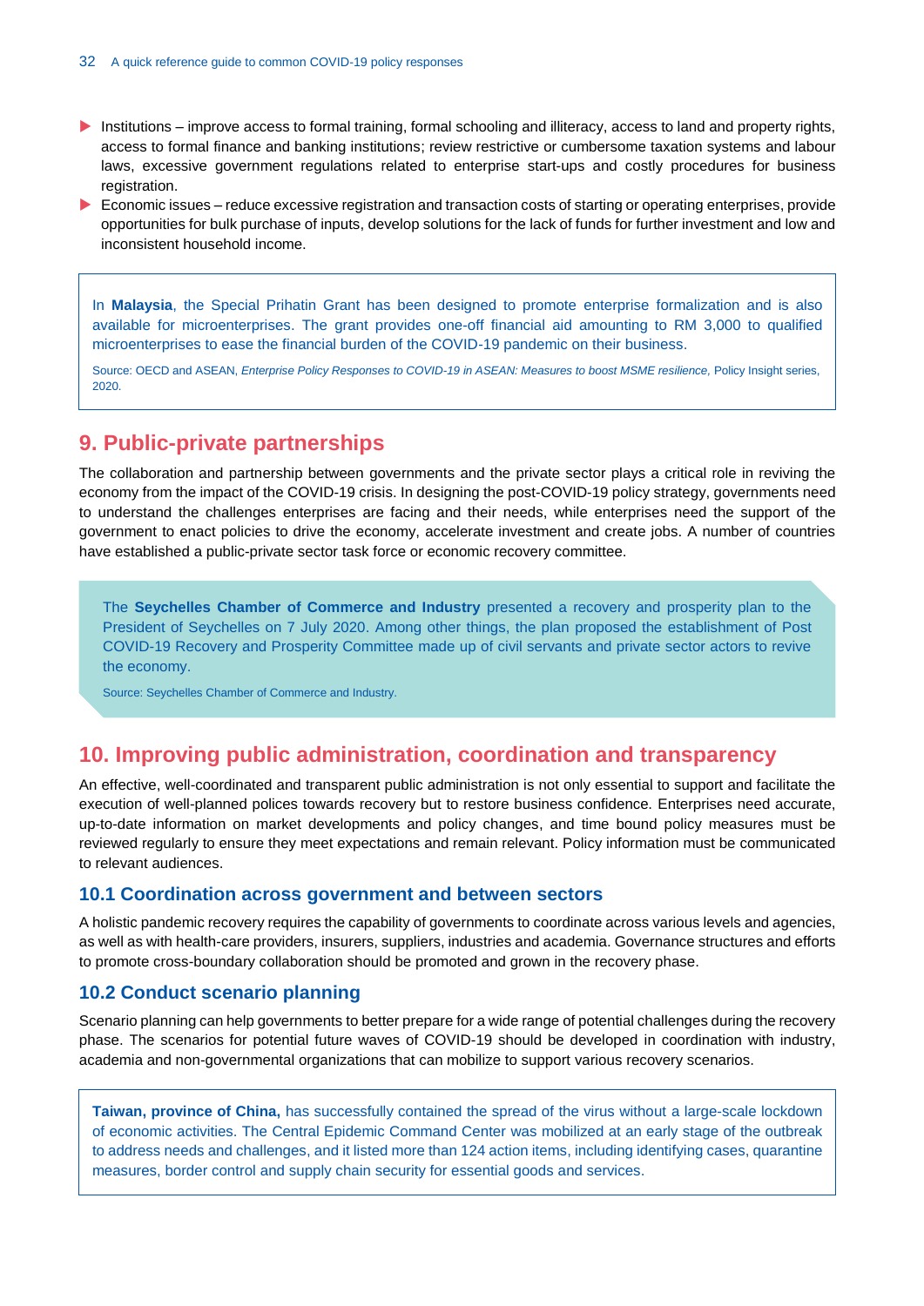- Institutions – improve access to formal training, formal schooling and illiteracy, access to land and property rights, access to formal finance and banking institutions; review restrictive or cumbersome taxation systems and labour laws, excessive government regulations related to enterprise start-ups and costly procedures for business registration.
- Economic issues – reduce excessive registration and transaction costs of starting or operating enterprises, provide opportunities for bulk purchase of inputs, develop solutions for the lack of funds for further investment and low and inconsistent household income.

> In **Malaysia**, the Special Prihatin Grant has been designed to promote enterprise formalization and is also available for microenterprises. The grant provides one-off financial aid amounting to RM 3,000 to qualified microenterprises to ease the financial burden of the COVID-19 pandemic on their business.
>
> Source: OECD and ASEAN, *Enterprise Policy Responses to COVID-19 in ASEAN: Measures to boost MSME resilience,* Policy Insight series, 2020.

## 9. Public-private partnerships

The collaboration and partnership between governments and the private sector plays a critical role in reviving the economy from the impact of the COVID-19 crisis. In designing the post-COVID-19 policy strategy, governments need to understand the challenges enterprises are facing and their needs, while enterprises need the support of the government to enact policies to drive the economy, accelerate investment and create jobs. A number of countries have established a public-private sector task force or economic recovery committee.

> The **Seychelles Chamber of Commerce and Industry** presented a recovery and prosperity plan to the President of Seychelles on 7 July 2020. Among other things, the plan proposed the establishment of Post COVID-19 Recovery and Prosperity Committee made up of civil servants and private sector actors to revive the economy.
>
> Source: Seychelles Chamber of Commerce and Industry.

## 10. Improving public administration, coordination and transparency

An effective, well-coordinated and transparent public administration is not only essential to support and facilitate the execution of well-planned polices towards recovery but to restore business confidence. Enterprises need accurate, up-to-date information on market developments and policy changes, and time bound policy measures must be reviewed regularly to ensure they meet expectations and remain relevant. Policy information must be communicated to relevant audiences.

### 10.1 Coordination across government and between sectors

A holistic pandemic recovery requires the capability of governments to coordinate across various levels and agencies, as well as with health-care providers, insurers, suppliers, industries and academia. Governance structures and efforts to promote cross-boundary collaboration should be promoted and grown in the recovery phase.

### 10.2 Conduct scenario planning

Scenario planning can help governments to better prepare for a wide range of potential challenges during the recovery phase. The scenarios for potential future waves of COVID-19 should be developed in coordination with industry, academia and non-governmental organizations that can mobilize to support various recovery scenarios.

> **Taiwan, province of China,** has successfully contained the spread of the virus without a large-scale lockdown of economic activities. The Central Epidemic Command Center was mobilized at an early stage of the outbreak to address needs and challenges, and it listed more than 124 action items, including identifying cases, quarantine measures, border control and supply chain security for essential goods and services.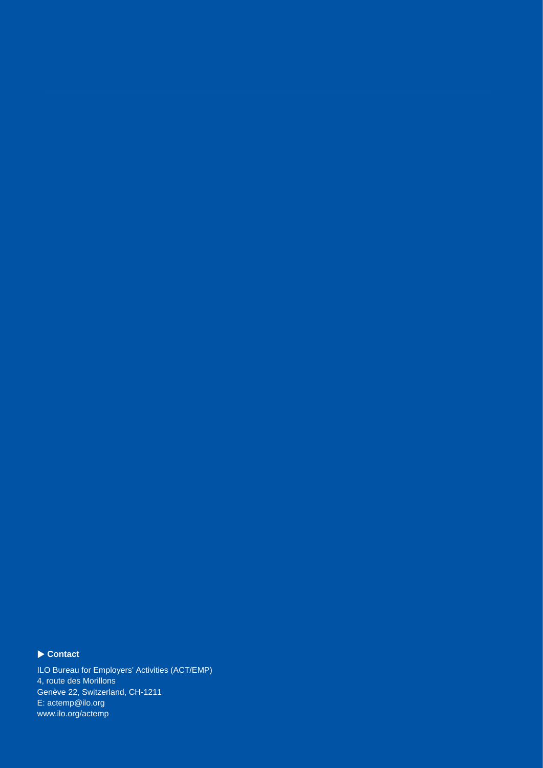▶ **Contact**

ILO Bureau for Employers' Activities (ACT/EMP)
4, route des Morillons
Genève 22, Switzerland, CH-1211
E: actemp@ilo.org
www.ilo.org/actemp